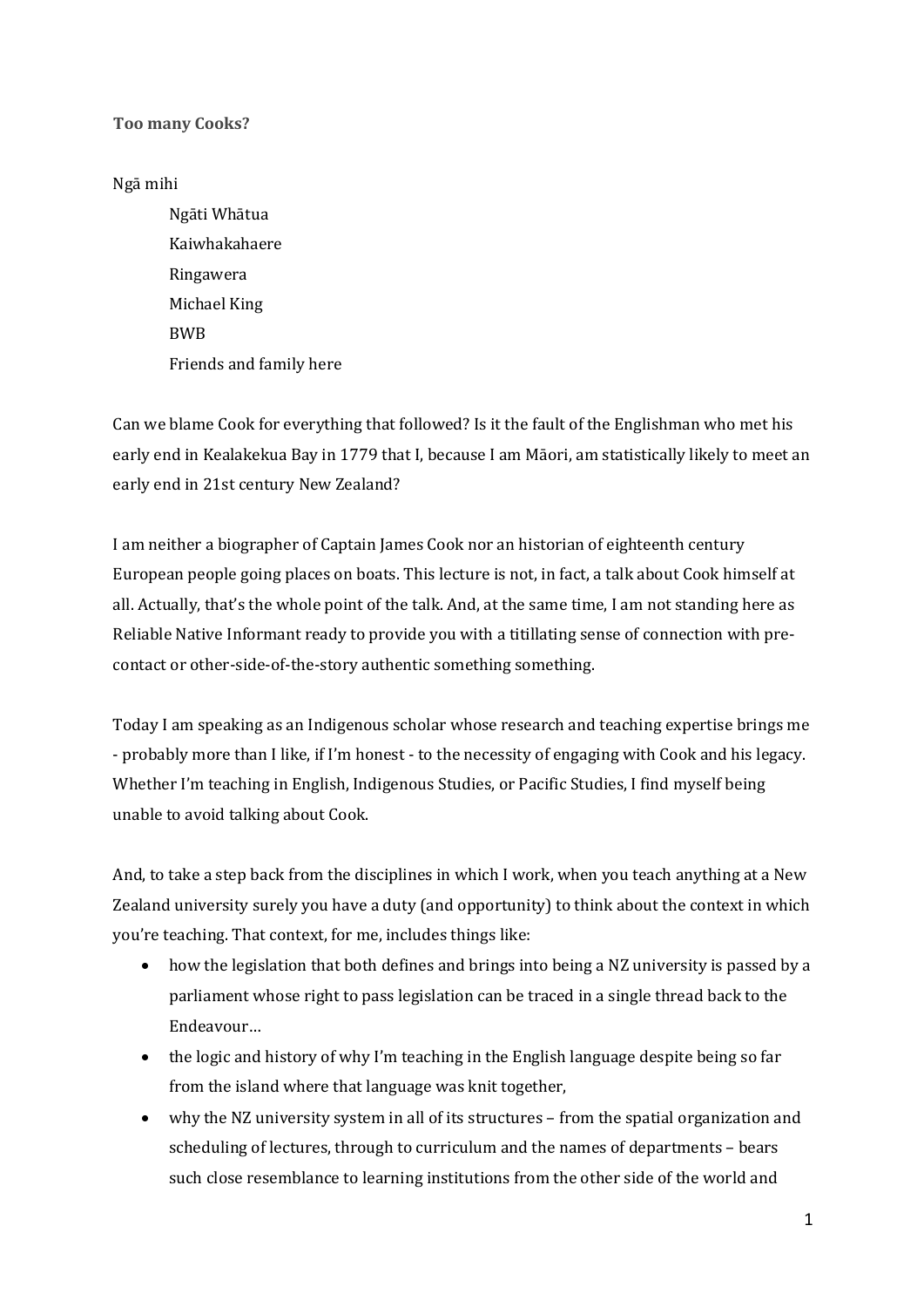**Too many Cooks?**

Ngā mihi

Ngāti Whātua
Kaiwhakahaere
Ringawera
Michael King
BWB
Friends and family here

Can we blame Cook for everything that followed? Is it the fault of the Englishman who met his early end in Kealakekua Bay in 1779 that I, because I am Māori, am statistically likely to meet an early end in 21st century New Zealand?

I am neither a biographer of Captain James Cook nor an historian of eighteenth century European people going places on boats. This lecture is not, in fact, a talk about Cook himself at all. Actually, that's the whole point of the talk. And, at the same time, I am not standing here as Reliable Native Informant ready to provide you with a titillating sense of connection with pre-contact or other-side-of-the-story authentic something something.

Today I am speaking as an Indigenous scholar whose research and teaching expertise brings me - probably more than I like, if I'm honest - to the necessity of engaging with Cook and his legacy. Whether I'm teaching in English, Indigenous Studies, or Pacific Studies, I find myself being unable to avoid talking about Cook.

And, to take a step back from the disciplines in which I work, when you teach anything at a New Zealand university surely you have a duty (and opportunity) to think about the context in which you're teaching. That context, for me, includes things like:

- how the legislation that both defines and brings into being a NZ university is passed by a parliament whose right to pass legislation can be traced in a single thread back to the Endeavour…
- the logic and history of why I'm teaching in the English language despite being so far from the island where that language was knit together,
- why the NZ university system in all of its structures – from the spatial organization and scheduling of lectures, through to curriculum and the names of departments – bears such close resemblance to learning institutions from the other side of the world and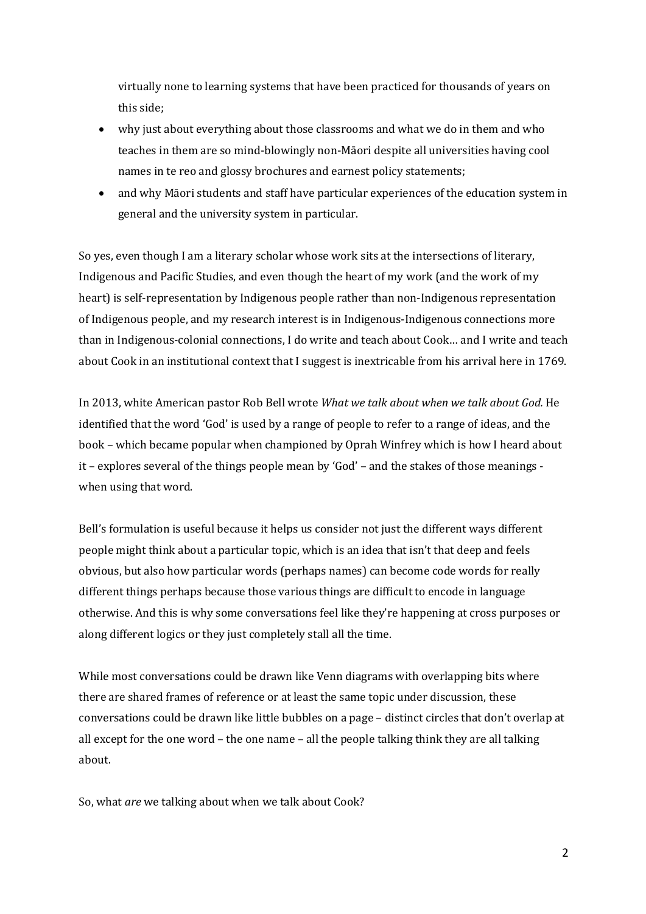virtually none to learning systems that have been practiced for thousands of years on this side;

- why just about everything about those classrooms and what we do in them and who teaches in them are so mind-blowingly non-Māori despite all universities having cool names in te reo and glossy brochures and earnest policy statements;
- and why Māori students and staff have particular experiences of the education system in general and the university system in particular.

So yes, even though I am a literary scholar whose work sits at the intersections of literary, Indigenous and Pacific Studies, and even though the heart of my work (and the work of my heart) is self-representation by Indigenous people rather than non-Indigenous representation of Indigenous people, and my research interest is in Indigenous-Indigenous connections more than in Indigenous-colonial connections, I do write and teach about Cook… and I write and teach about Cook in an institutional context that I suggest is inextricable from his arrival here in 1769.

In 2013, white American pastor Rob Bell wrote *What we talk about when we talk about God.* He identified that the word 'God' is used by a range of people to refer to a range of ideas, and the book – which became popular when championed by Oprah Winfrey which is how I heard about it – explores several of the things people mean by 'God' – and the stakes of those meanings - when using that word.

Bell's formulation is useful because it helps us consider not just the different ways different people might think about a particular topic, which is an idea that isn't that deep and feels obvious, but also how particular words (perhaps names) can become code words for really different things perhaps because those various things are difficult to encode in language otherwise. And this is why some conversations feel like they're happening at cross purposes or along different logics or they just completely stall all the time.

While most conversations could be drawn like Venn diagrams with overlapping bits where there are shared frames of reference or at least the same topic under discussion, these conversations could be drawn like little bubbles on a page – distinct circles that don't overlap at all except for the one word – the one name – all the people talking think they are all talking about.

So, what *are* we talking about when we talk about Cook?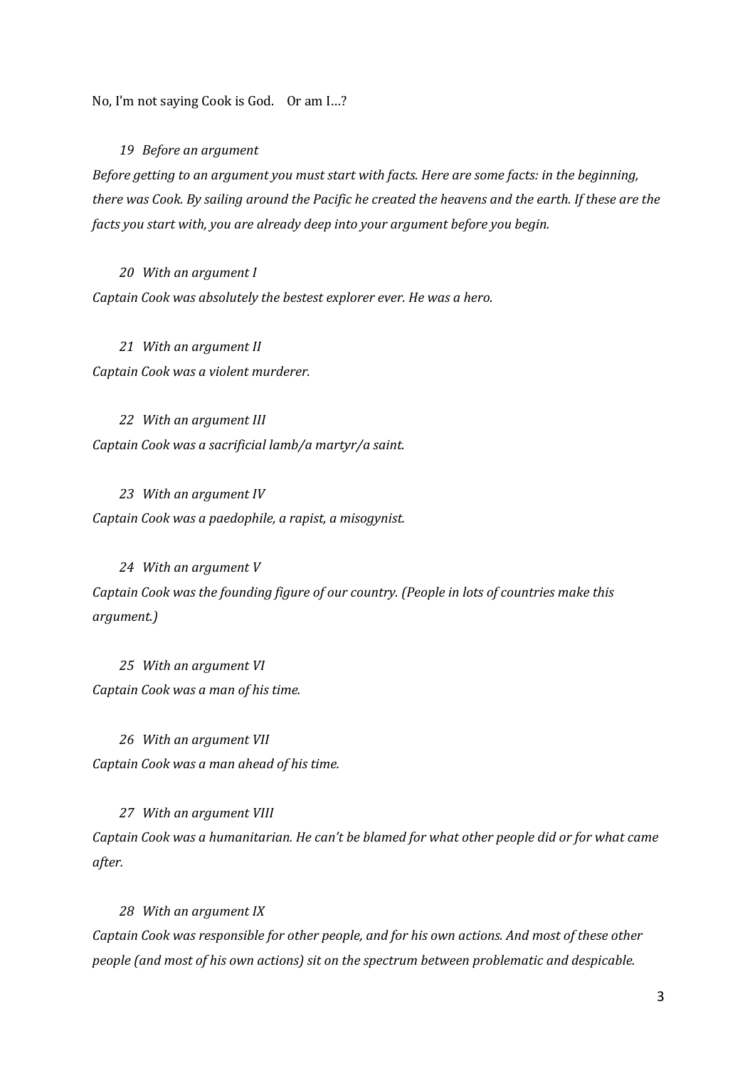No, I'm not saying Cook is God.  Or am I…?

*19 Before an argument*

*Before getting to an argument you must start with facts. Here are some facts: in the beginning, there was Cook. By sailing around the Pacific he created the heavens and the earth. If these are the facts you start with, you are already deep into your argument before you begin.*

*20 With an argument I*

*Captain Cook was absolutely the bestest explorer ever. He was a hero.*

*21 With an argument II*

*Captain Cook was a violent murderer.*

*22 With an argument III*

*Captain Cook was a sacrificial lamb/a martyr/a saint.*

*23 With an argument IV*

*Captain Cook was a paedophile, a rapist, a misogynist.*

*24 With an argument V*

*Captain Cook was the founding figure of our country. (People in lots of countries make this argument.)*

*25 With an argument VI*

*Captain Cook was a man of his time.*

*26 With an argument VII*

*Captain Cook was a man ahead of his time.*

*27 With an argument VIII*

*Captain Cook was a humanitarian. He can't be blamed for what other people did or for what came after.*

*28 With an argument IX*

*Captain Cook was responsible for other people, and for his own actions. And most of these other people (and most of his own actions) sit on the spectrum between problematic and despicable.*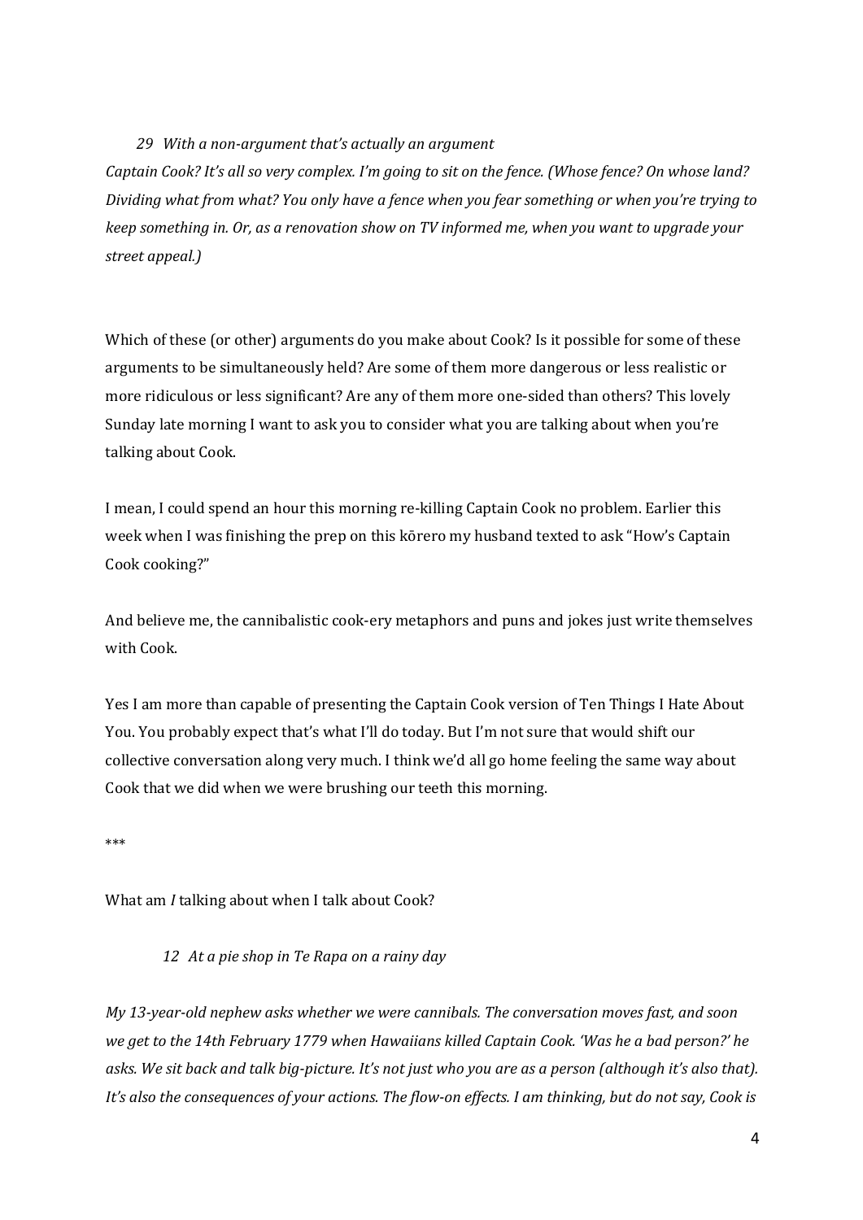*29 With a non-argument that's actually an argument*

*Captain Cook? It's all so very complex. I'm going to sit on the fence. (Whose fence? On whose land? Dividing what from what? You only have a fence when you fear something or when you're trying to keep something in. Or, as a renovation show on TV informed me, when you want to upgrade your street appeal.)*

Which of these (or other) arguments do you make about Cook? Is it possible for some of these arguments to be simultaneously held? Are some of them more dangerous or less realistic or more ridiculous or less significant? Are any of them more one-sided than others? This lovely Sunday late morning I want to ask you to consider what you are talking about when you're talking about Cook.

I mean, I could spend an hour this morning re-killing Captain Cook no problem. Earlier this week when I was finishing the prep on this kōrero my husband texted to ask "How's Captain Cook cooking?"

And believe me, the cannibalistic cook-ery metaphors and puns and jokes just write themselves with Cook.

Yes I am more than capable of presenting the Captain Cook version of Ten Things I Hate About You. You probably expect that's what I'll do today. But I'm not sure that would shift our collective conversation along very much. I think we'd all go home feeling the same way about Cook that we did when we were brushing our teeth this morning.

***

What am *I* talking about when I talk about Cook?

*12 At a pie shop in Te Rapa on a rainy day*

*My 13-year-old nephew asks whether we were cannibals. The conversation moves fast, and soon we get to the 14th February 1779 when Hawaiians killed Captain Cook. 'Was he a bad person?' he asks. We sit back and talk big-picture. It's not just who you are as a person (although it's also that). It's also the consequences of your actions. The flow-on effects. I am thinking, but do not say, Cook is*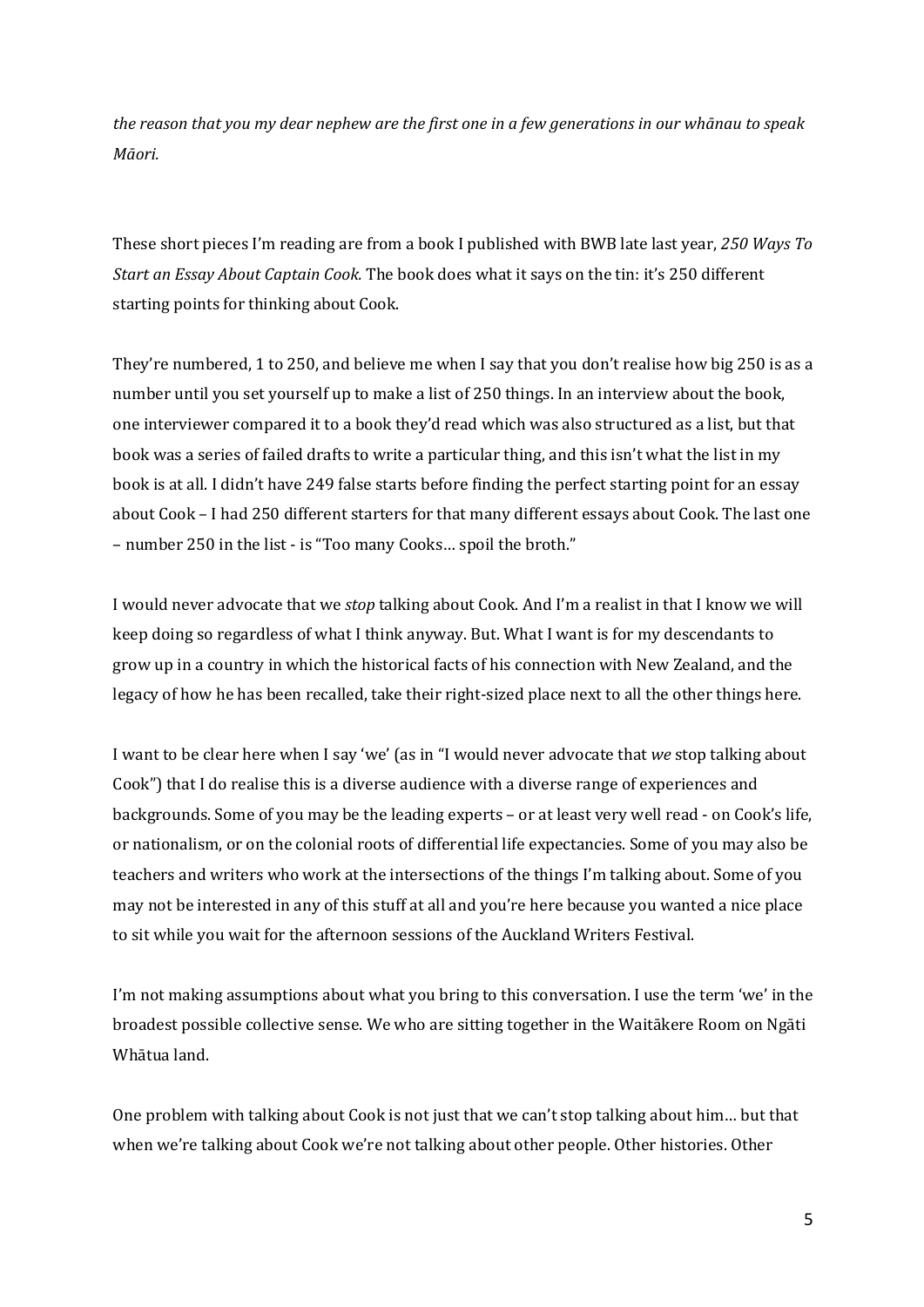*the reason that you my dear nephew are the first one in a few generations in our whānau to speak Māori.*

These short pieces I'm reading are from a book I published with BWB late last year, *250 Ways To Start an Essay About Captain Cook.* The book does what it says on the tin: it's 250 different starting points for thinking about Cook.

They're numbered, 1 to 250, and believe me when I say that you don't realise how big 250 is as a number until you set yourself up to make a list of 250 things. In an interview about the book, one interviewer compared it to a book they'd read which was also structured as a list, but that book was a series of failed drafts to write a particular thing, and this isn't what the list in my book is at all. I didn't have 249 false starts before finding the perfect starting point for an essay about Cook – I had 250 different starters for that many different essays about Cook. The last one – number 250 in the list - is "Too many Cooks… spoil the broth."

I would never advocate that we *stop* talking about Cook. And I'm a realist in that I know we will keep doing so regardless of what I think anyway. But. What I want is for my descendants to grow up in a country in which the historical facts of his connection with New Zealand, and the legacy of how he has been recalled, take their right-sized place next to all the other things here.

I want to be clear here when I say 'we' (as in "I would never advocate that *we* stop talking about Cook") that I do realise this is a diverse audience with a diverse range of experiences and backgrounds. Some of you may be the leading experts – or at least very well read - on Cook's life, or nationalism, or on the colonial roots of differential life expectancies. Some of you may also be teachers and writers who work at the intersections of the things I'm talking about. Some of you may not be interested in any of this stuff at all and you're here because you wanted a nice place to sit while you wait for the afternoon sessions of the Auckland Writers Festival.

I'm not making assumptions about what you bring to this conversation. I use the term 'we' in the broadest possible collective sense. We who are sitting together in the Waitākere Room on Ngāti Whātua land.

One problem with talking about Cook is not just that we can't stop talking about him… but that when we're talking about Cook we're not talking about other people. Other histories. Other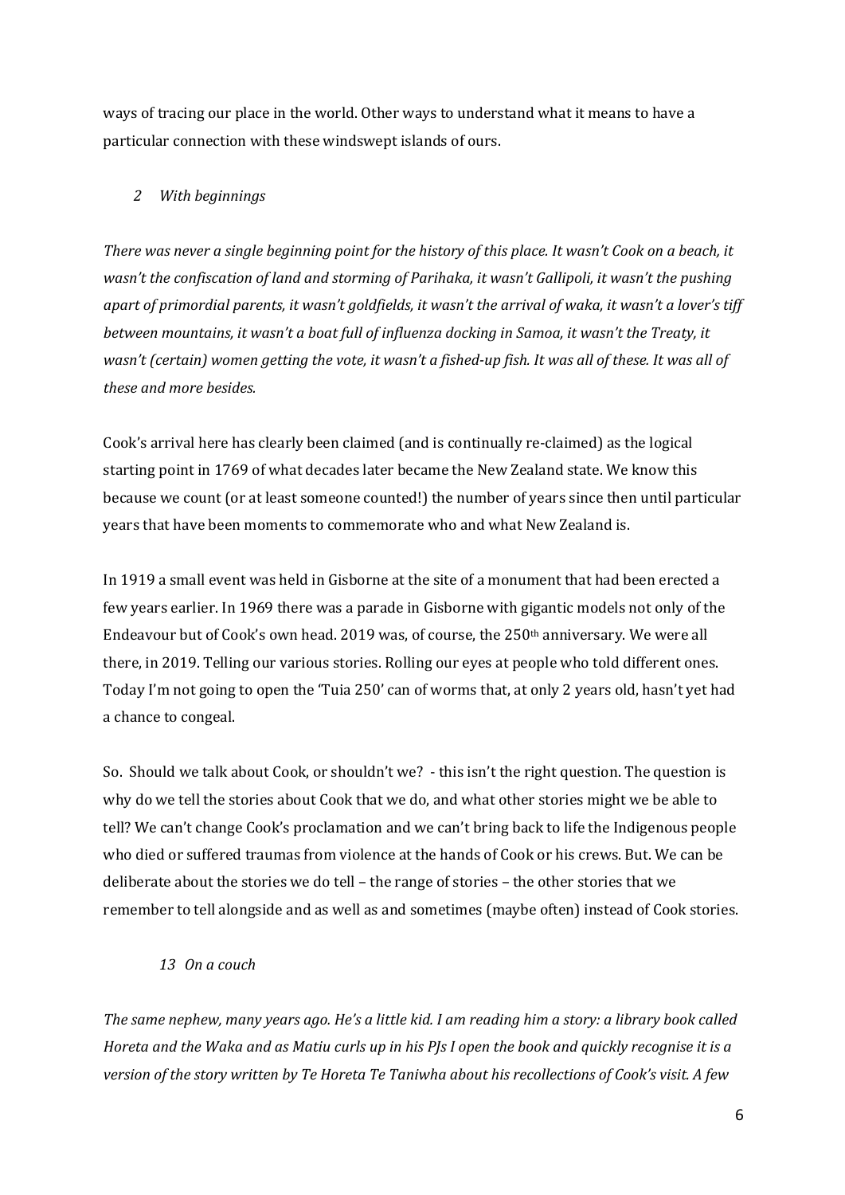ways of tracing our place in the world. Other ways to understand what it means to have a particular connection with these windswept islands of ours.

*2 With beginnings*

*There was never a single beginning point for the history of this place. It wasn't Cook on a beach, it wasn't the confiscation of land and storming of Parihaka, it wasn't Gallipoli, it wasn't the pushing apart of primordial parents, it wasn't goldfields, it wasn't the arrival of waka, it wasn't a lover's tiff between mountains, it wasn't a boat full of influenza docking in Samoa, it wasn't the Treaty, it wasn't (certain) women getting the vote, it wasn't a fished-up fish. It was all of these. It was all of these and more besides.*

Cook's arrival here has clearly been claimed (and is continually re-claimed) as the logical starting point in 1769 of what decades later became the New Zealand state. We know this because we count (or at least someone counted!) the number of years since then until particular years that have been moments to commemorate who and what New Zealand is.

In 1919 a small event was held in Gisborne at the site of a monument that had been erected a few years earlier. In 1969 there was a parade in Gisborne with gigantic models not only of the Endeavour but of Cook's own head. 2019 was, of course, the 250th anniversary. We were all there, in 2019. Telling our various stories. Rolling our eyes at people who told different ones. Today I'm not going to open the 'Tuia 250' can of worms that, at only 2 years old, hasn't yet had a chance to congeal.

So. Should we talk about Cook, or shouldn't we? - this isn't the right question. The question is why do we tell the stories about Cook that we do, and what other stories might we be able to tell? We can't change Cook's proclamation and we can't bring back to life the Indigenous people who died or suffered traumas from violence at the hands of Cook or his crews. But. We can be deliberate about the stories we do tell – the range of stories – the other stories that we remember to tell alongside and as well as and sometimes (maybe often) instead of Cook stories.

*13 On a couch*

*The same nephew, many years ago. He's a little kid. I am reading him a story: a library book called Horeta and the Waka and as Matiu curls up in his PJs I open the book and quickly recognise it is a version of the story written by Te Horeta Te Taniwha about his recollections of Cook's visit. A few*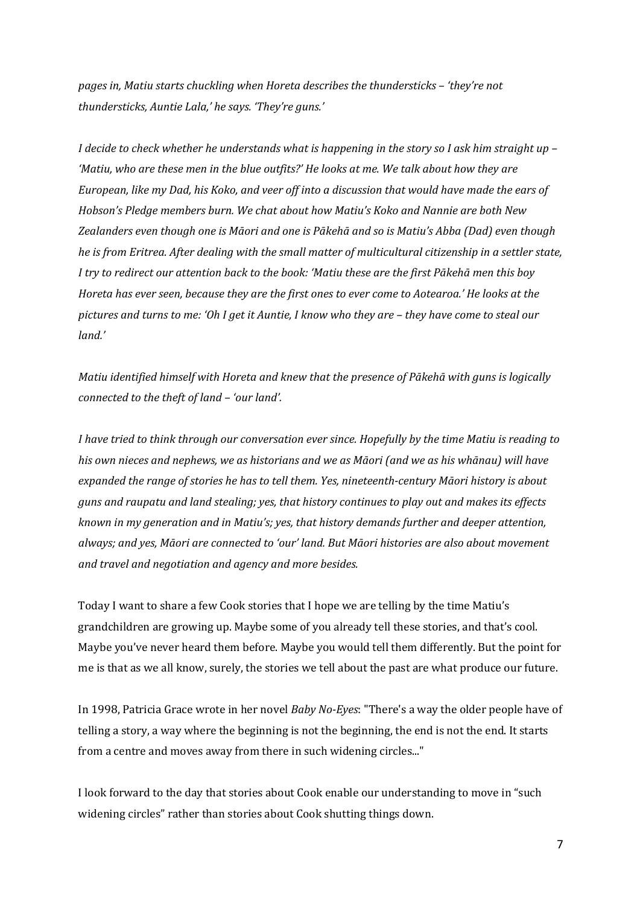*pages in, Matiu starts chuckling when Horeta describes the thundersticks – 'they're not thundersticks, Auntie Lala,' he says. 'They're guns.'*

*I decide to check whether he understands what is happening in the story so I ask him straight up – 'Matiu, who are these men in the blue outfits?' He looks at me. We talk about how they are European, like my Dad, his Koko, and veer off into a discussion that would have made the ears of Hobson's Pledge members burn. We chat about how Matiu's Koko and Nannie are both New Zealanders even though one is Māori and one is Pākehā and so is Matiu's Abba (Dad) even though he is from Eritrea. After dealing with the small matter of multicultural citizenship in a settler state, I try to redirect our attention back to the book: 'Matiu these are the first Pākehā men this boy Horeta has ever seen, because they are the first ones to ever come to Aotearoa.' He looks at the pictures and turns to me: 'Oh I get it Auntie, I know who they are – they have come to steal our land.'*

*Matiu identified himself with Horeta and knew that the presence of Pākehā with guns is logically connected to the theft of land – 'our land'.*

*I have tried to think through our conversation ever since. Hopefully by the time Matiu is reading to his own nieces and nephews, we as historians and we as Māori (and we as his whānau) will have expanded the range of stories he has to tell them. Yes, nineteenth-century Māori history is about guns and raupatu and land stealing; yes, that history continues to play out and makes its effects known in my generation and in Matiu's; yes, that history demands further and deeper attention, always; and yes, Māori are connected to 'our' land. But Māori histories are also about movement and travel and negotiation and agency and more besides.*

Today I want to share a few Cook stories that I hope we are telling by the time Matiu's grandchildren are growing up. Maybe some of you already tell these stories, and that's cool. Maybe you've never heard them before. Maybe you would tell them differently. But the point for me is that as we all know, surely, the stories we tell about the past are what produce our future.

In 1998, Patricia Grace wrote in her novel *Baby No-Eyes*: "There's a way the older people have of telling a story, a way where the beginning is not the beginning, the end is not the end. It starts from a centre and moves away from there in such widening circles..."

I look forward to the day that stories about Cook enable our understanding to move in "such widening circles" rather than stories about Cook shutting things down.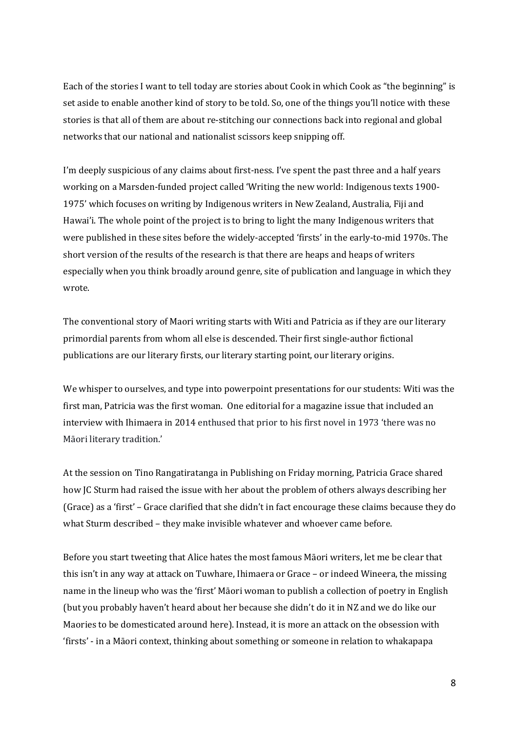Each of the stories I want to tell today are stories about Cook in which Cook as "the beginning" is set aside to enable another kind of story to be told. So, one of the things you'll notice with these stories is that all of them are about re-stitching our connections back into regional and global networks that our national and nationalist scissors keep snipping off.

I'm deeply suspicious of any claims about first-ness. I've spent the past three and a half years working on a Marsden-funded project called 'Writing the new world: Indigenous texts 1900-1975' which focuses on writing by Indigenous writers in New Zealand, Australia, Fiji and Hawai'i. The whole point of the project is to bring to light the many Indigenous writers that were published in these sites before the widely-accepted 'firsts' in the early-to-mid 1970s. The short version of the results of the research is that there are heaps and heaps of writers especially when you think broadly around genre, site of publication and language in which they wrote.

The conventional story of Maori writing starts with Witi and Patricia as if they are our literary primordial parents from whom all else is descended. Their first single-author fictional publications are our literary firsts, our literary starting point, our literary origins.

We whisper to ourselves, and type into powerpoint presentations for our students: Witi was the first man, Patricia was the first woman. One editorial for a magazine issue that included an interview with Ihimaera in 2014 enthused that prior to his first novel in 1973 'there was no Māori literary tradition.'

At the session on Tino Rangatiratanga in Publishing on Friday morning, Patricia Grace shared how JC Sturm had raised the issue with her about the problem of others always describing her (Grace) as a 'first' – Grace clarified that she didn't in fact encourage these claims because they do what Sturm described – they make invisible whatever and whoever came before.

Before you start tweeting that Alice hates the most famous Māori writers, let me be clear that this isn't in any way at attack on Tuwhare, Ihimaera or Grace – or indeed Wineera, the missing name in the lineup who was the 'first' Māori woman to publish a collection of poetry in English (but you probably haven't heard about her because she didn't do it in NZ and we do like our Maories to be domesticated around here). Instead, it is more an attack on the obsession with 'firsts' - in a Māori context, thinking about something or someone in relation to whakapapa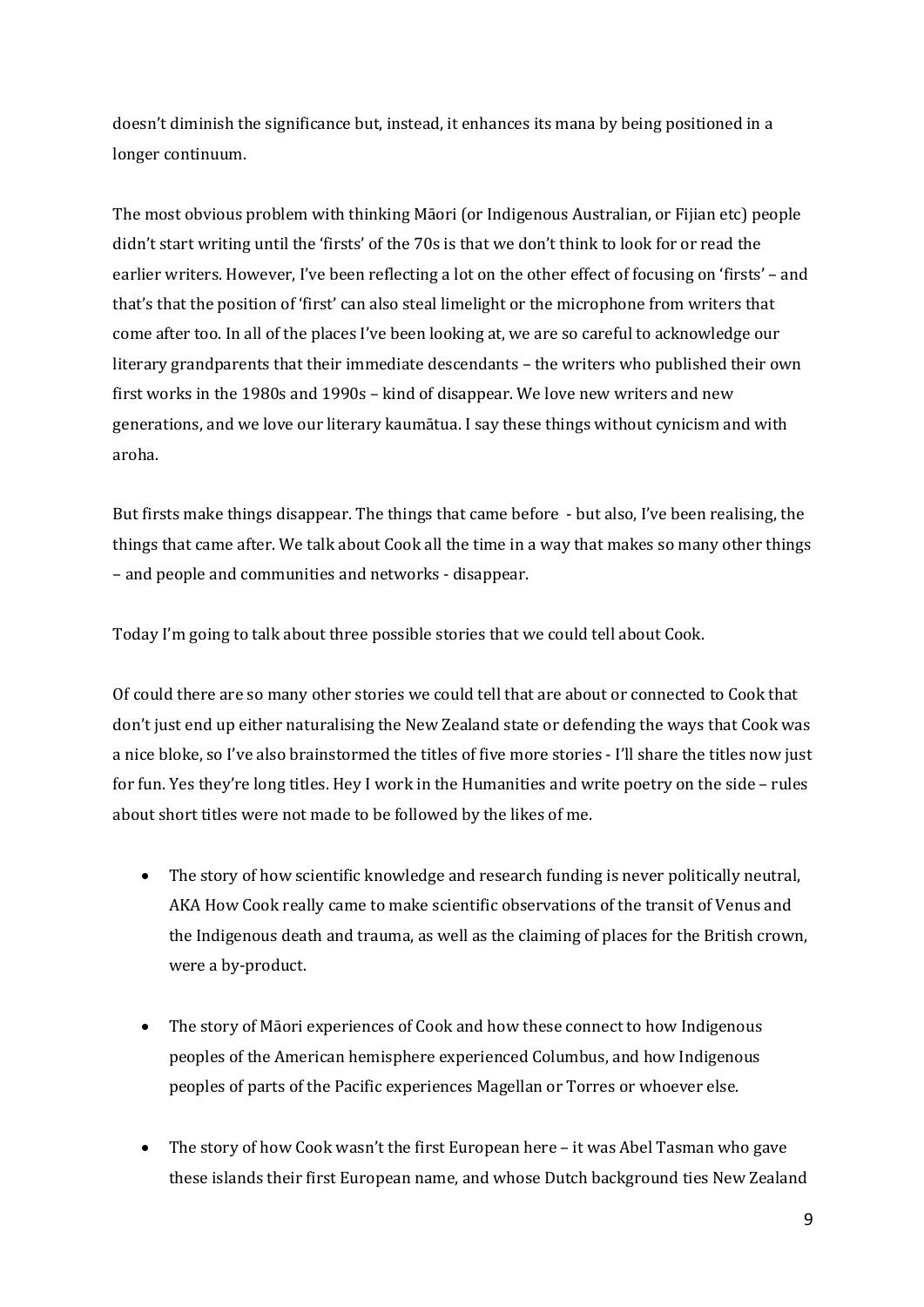doesn't diminish the significance but, instead, it enhances its mana by being positioned in a longer continuum.

The most obvious problem with thinking Māori (or Indigenous Australian, or Fijian etc) people didn't start writing until the 'firsts' of the 70s is that we don't think to look for or read the earlier writers. However, I've been reflecting a lot on the other effect of focusing on 'firsts' – and that's that the position of 'first' can also steal limelight or the microphone from writers that come after too. In all of the places I've been looking at, we are so careful to acknowledge our literary grandparents that their immediate descendants – the writers who published their own first works in the 1980s and 1990s – kind of disappear. We love new writers and new generations, and we love our literary kaumātua. I say these things without cynicism and with aroha.

But firsts make things disappear. The things that came before - but also, I've been realising, the things that came after. We talk about Cook all the time in a way that makes so many other things – and people and communities and networks - disappear.

Today I'm going to talk about three possible stories that we could tell about Cook.

Of could there are so many other stories we could tell that are about or connected to Cook that don't just end up either naturalising the New Zealand state or defending the ways that Cook was a nice bloke, so I've also brainstormed the titles of five more stories - I'll share the titles now just for fun. Yes they're long titles. Hey I work in the Humanities and write poetry on the side – rules about short titles were not made to be followed by the likes of me.

- The story of how scientific knowledge and research funding is never politically neutral, AKA How Cook really came to make scientific observations of the transit of Venus and the Indigenous death and trauma, as well as the claiming of places for the British crown, were a by-product.

- The story of Māori experiences of Cook and how these connect to how Indigenous peoples of the American hemisphere experienced Columbus, and how Indigenous peoples of parts of the Pacific experiences Magellan or Torres or whoever else.

- The story of how Cook wasn't the first European here – it was Abel Tasman who gave these islands their first European name, and whose Dutch background ties New Zealand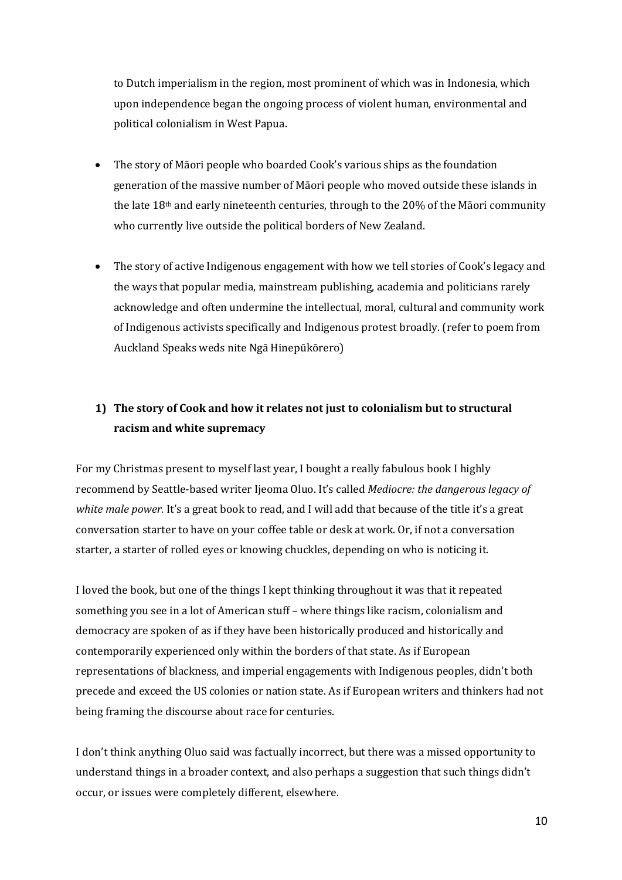to Dutch imperialism in the region, most prominent of which was in Indonesia, which upon independence began the ongoing process of violent human, environmental and political colonialism in West Papua.

- The story of Māori people who boarded Cook's various ships as the foundation generation of the massive number of Māori people who moved outside these islands in the late 18th and early nineteenth centuries, through to the 20% of the Māori community who currently live outside the political borders of New Zealand.

- The story of active Indigenous engagement with how we tell stories of Cook's legacy and the ways that popular media, mainstream publishing, academia and politicians rarely acknowledge and often undermine the intellectual, moral, cultural and community work of Indigenous activists specifically and Indigenous protest broadly. (refer to poem from Auckland Speaks weds nite Ngā Hinepūkōrero)

### 1) The story of Cook and how it relates not just to colonialism but to structural racism and white supremacy

For my Christmas present to myself last year, I bought a really fabulous book I highly recommend by Seattle-based writer Ijeoma Oluo. It's called *Mediocre: the dangerous legacy of white male power*. It's a great book to read, and I will add that because of the title it's a great conversation starter to have on your coffee table or desk at work. Or, if not a conversation starter, a starter of rolled eyes or knowing chuckles, depending on who is noticing it.

I loved the book, but one of the things I kept thinking throughout it was that it repeated something you see in a lot of American stuff – where things like racism, colonialism and democracy are spoken of as if they have been historically produced and historically and contemporarily experienced only within the borders of that state. As if European representations of blackness, and imperial engagements with Indigenous peoples, didn't both precede and exceed the US colonies or nation state. As if European writers and thinkers had not being framing the discourse about race for centuries.

I don't think anything Oluo said was factually incorrect, but there was a missed opportunity to understand things in a broader context, and also perhaps a suggestion that such things didn't occur, or issues were completely different, elsewhere.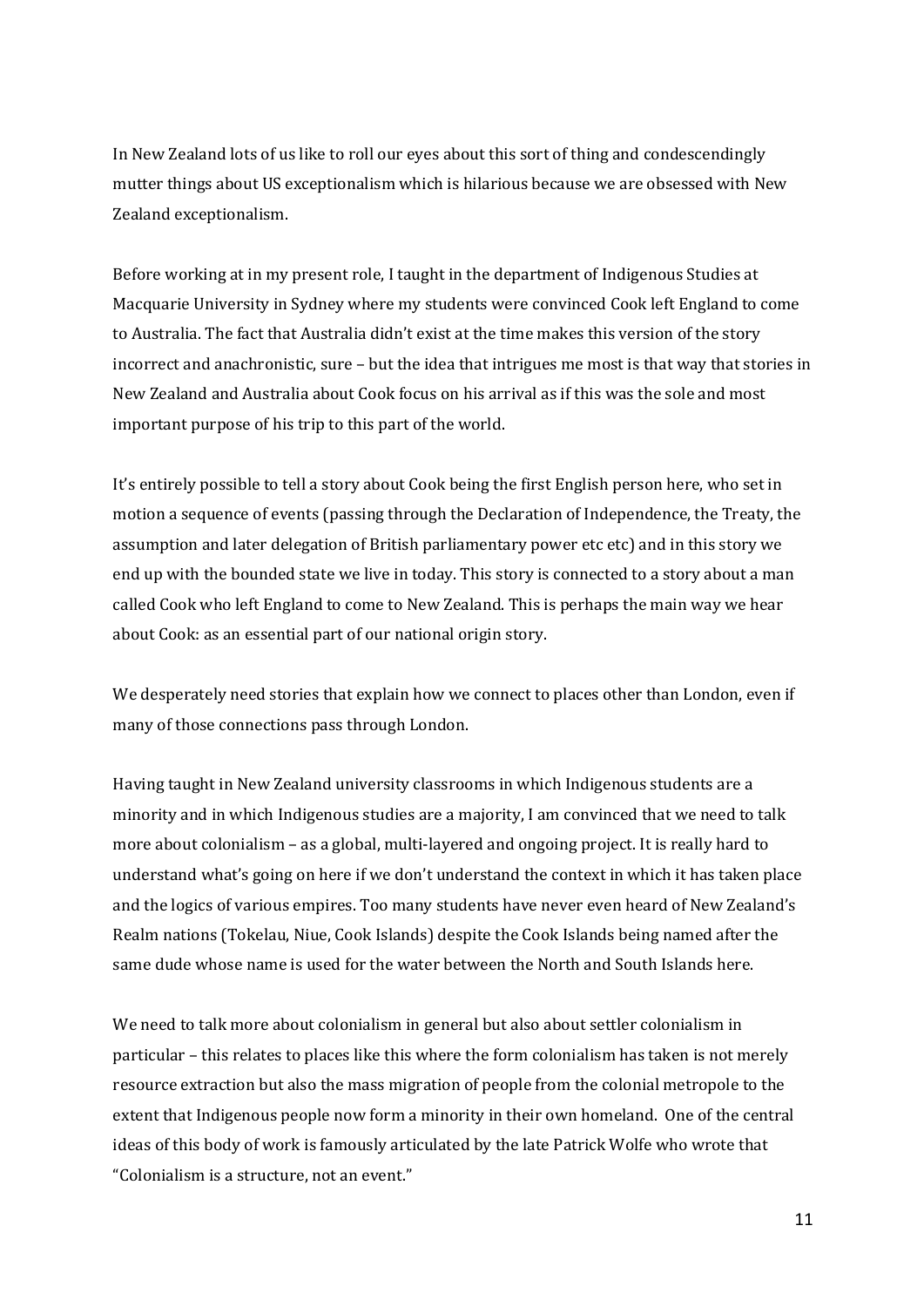In New Zealand lots of us like to roll our eyes about this sort of thing and condescendingly mutter things about US exceptionalism which is hilarious because we are obsessed with New Zealand exceptionalism.

Before working at in my present role, I taught in the department of Indigenous Studies at Macquarie University in Sydney where my students were convinced Cook left England to come to Australia. The fact that Australia didn't exist at the time makes this version of the story incorrect and anachronistic, sure – but the idea that intrigues me most is that way that stories in New Zealand and Australia about Cook focus on his arrival as if this was the sole and most important purpose of his trip to this part of the world.

It's entirely possible to tell a story about Cook being the first English person here, who set in motion a sequence of events (passing through the Declaration of Independence, the Treaty, the assumption and later delegation of British parliamentary power etc etc) and in this story we end up with the bounded state we live in today. This story is connected to a story about a man called Cook who left England to come to New Zealand. This is perhaps the main way we hear about Cook: as an essential part of our national origin story.

We desperately need stories that explain how we connect to places other than London, even if many of those connections pass through London.

Having taught in New Zealand university classrooms in which Indigenous students are a minority and in which Indigenous studies are a majority, I am convinced that we need to talk more about colonialism – as a global, multi-layered and ongoing project. It is really hard to understand what's going on here if we don't understand the context in which it has taken place and the logics of various empires. Too many students have never even heard of New Zealand's Realm nations (Tokelau, Niue, Cook Islands) despite the Cook Islands being named after the same dude whose name is used for the water between the North and South Islands here.

We need to talk more about colonialism in general but also about settler colonialism in particular – this relates to places like this where the form colonialism has taken is not merely resource extraction but also the mass migration of people from the colonial metropole to the extent that Indigenous people now form a minority in their own homeland. One of the central ideas of this body of work is famously articulated by the late Patrick Wolfe who wrote that "Colonialism is a structure, not an event."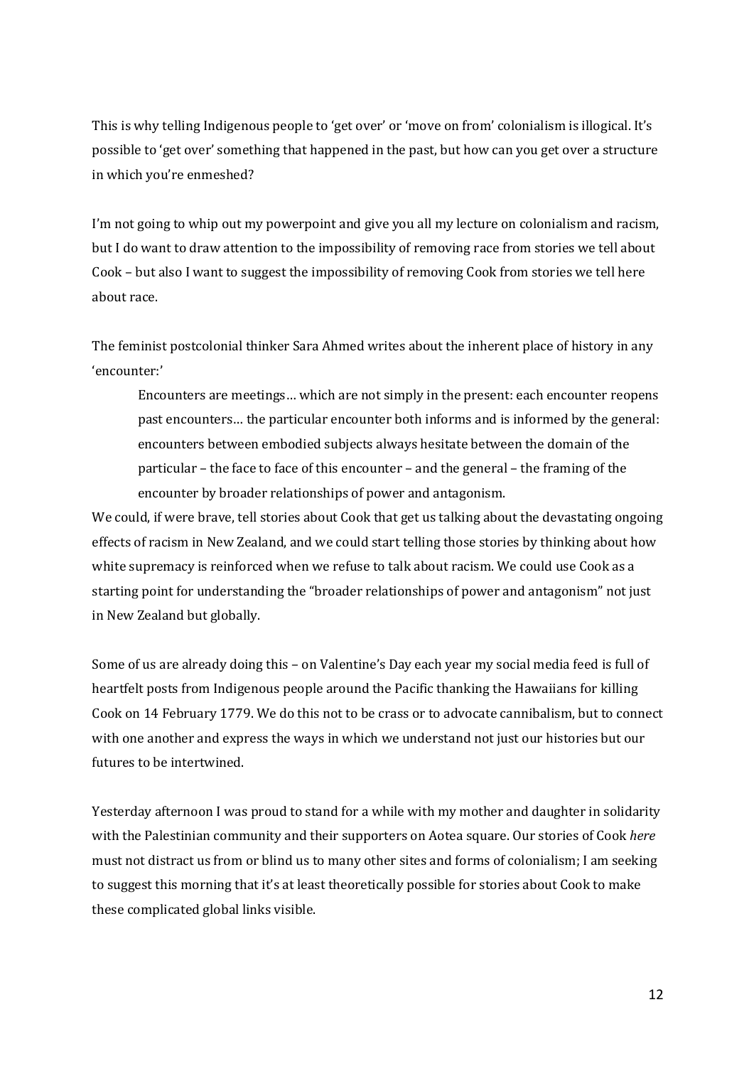This is why telling Indigenous people to 'get over' or 'move on from' colonialism is illogical. It's possible to 'get over' something that happened in the past, but how can you get over a structure in which you're enmeshed?

I'm not going to whip out my powerpoint and give you all my lecture on colonialism and racism, but I do want to draw attention to the impossibility of removing race from stories we tell about Cook – but also I want to suggest the impossibility of removing Cook from stories we tell here about race.

The feminist postcolonial thinker Sara Ahmed writes about the inherent place of history in any 'encounter:'

> Encounters are meetings… which are not simply in the present: each encounter reopens past encounters… the particular encounter both informs and is informed by the general: encounters between embodied subjects always hesitate between the domain of the particular – the face to face of this encounter – and the general – the framing of the encounter by broader relationships of power and antagonism.

We could, if were brave, tell stories about Cook that get us talking about the devastating ongoing effects of racism in New Zealand, and we could start telling those stories by thinking about how white supremacy is reinforced when we refuse to talk about racism. We could use Cook as a starting point for understanding the "broader relationships of power and antagonism" not just in New Zealand but globally.

Some of us are already doing this – on Valentine's Day each year my social media feed is full of heartfelt posts from Indigenous people around the Pacific thanking the Hawaiians for killing Cook on 14 February 1779. We do this not to be crass or to advocate cannibalism, but to connect with one another and express the ways in which we understand not just our histories but our futures to be intertwined.

Yesterday afternoon I was proud to stand for a while with my mother and daughter in solidarity with the Palestinian community and their supporters on Aotea square. Our stories of Cook *here* must not distract us from or blind us to many other sites and forms of colonialism; I am seeking to suggest this morning that it's at least theoretically possible for stories about Cook to make these complicated global links visible.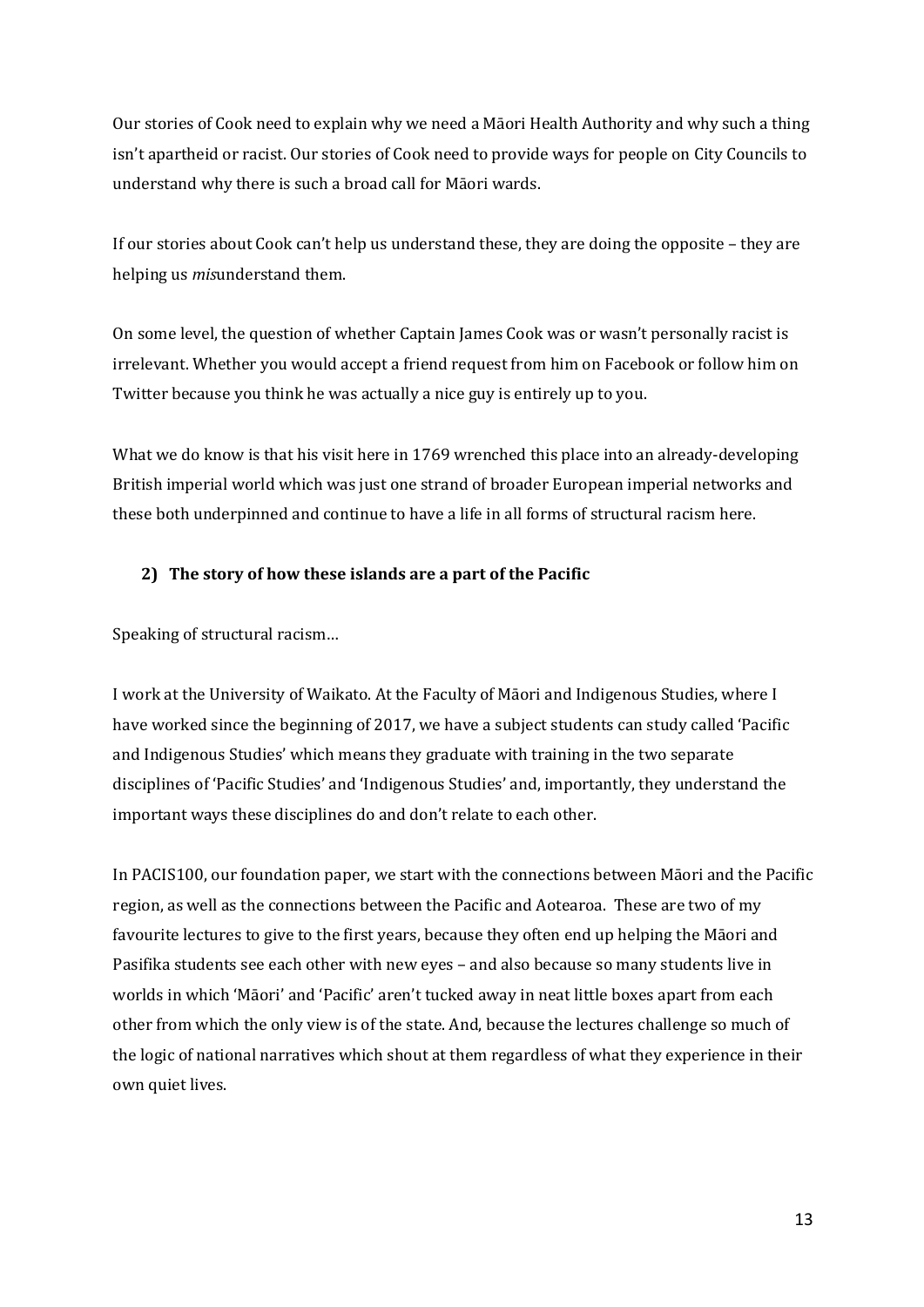Our stories of Cook need to explain why we need a Māori Health Authority and why such a thing isn't apartheid or racist. Our stories of Cook need to provide ways for people on City Councils to understand why there is such a broad call for Māori wards.

If our stories about Cook can't help us understand these, they are doing the opposite – they are helping us *mis*understand them.

On some level, the question of whether Captain James Cook was or wasn't personally racist is irrelevant. Whether you would accept a friend request from him on Facebook or follow him on Twitter because you think he was actually a nice guy is entirely up to you.

What we do know is that his visit here in 1769 wrenched this place into an already-developing British imperial world which was just one strand of broader European imperial networks and these both underpinned and continue to have a life in all forms of structural racism here.

## 2) The story of how these islands are a part of the Pacific

Speaking of structural racism…

I work at the University of Waikato. At the Faculty of Māori and Indigenous Studies, where I have worked since the beginning of 2017, we have a subject students can study called 'Pacific and Indigenous Studies' which means they graduate with training in the two separate disciplines of 'Pacific Studies' and 'Indigenous Studies' and, importantly, they understand the important ways these disciplines do and don't relate to each other.

In PACIS100, our foundation paper, we start with the connections between Māori and the Pacific region, as well as the connections between the Pacific and Aotearoa. These are two of my favourite lectures to give to the first years, because they often end up helping the Māori and Pasifika students see each other with new eyes – and also because so many students live in worlds in which 'Māori' and 'Pacific' aren't tucked away in neat little boxes apart from each other from which the only view is of the state. And, because the lectures challenge so much of the logic of national narratives which shout at them regardless of what they experience in their own quiet lives.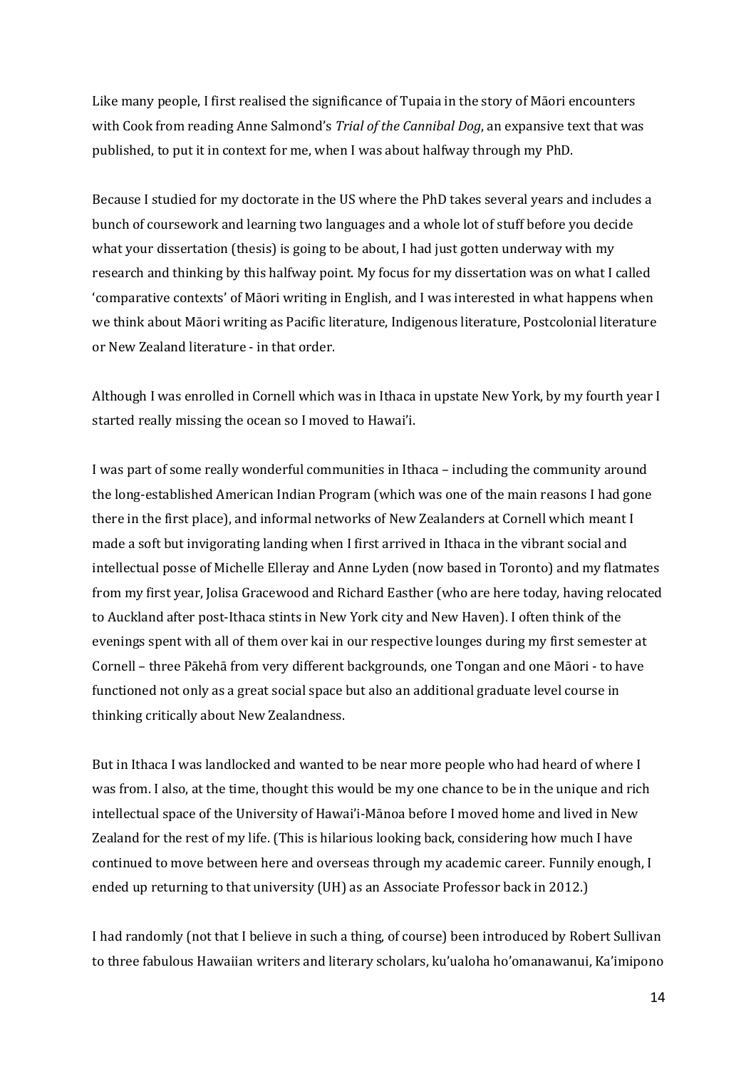Like many people, I first realised the significance of Tupaia in the story of Māori encounters with Cook from reading Anne Salmond's *Trial of the Cannibal Dog*, an expansive text that was published, to put it in context for me, when I was about halfway through my PhD.

Because I studied for my doctorate in the US where the PhD takes several years and includes a bunch of coursework and learning two languages and a whole lot of stuff before you decide what your dissertation (thesis) is going to be about, I had just gotten underway with my research and thinking by this halfway point. My focus for my dissertation was on what I called 'comparative contexts' of Māori writing in English, and I was interested in what happens when we think about Māori writing as Pacific literature, Indigenous literature, Postcolonial literature or New Zealand literature - in that order.

Although I was enrolled in Cornell which was in Ithaca in upstate New York, by my fourth year I started really missing the ocean so I moved to Hawai'i.

I was part of some really wonderful communities in Ithaca – including the community around the long-established American Indian Program (which was one of the main reasons I had gone there in the first place), and informal networks of New Zealanders at Cornell which meant I made a soft but invigorating landing when I first arrived in Ithaca in the vibrant social and intellectual posse of Michelle Elleray and Anne Lyden (now based in Toronto) and my flatmates from my first year, Jolisa Gracewood and Richard Easther (who are here today, having relocated to Auckland after post-Ithaca stints in New York city and New Haven). I often think of the evenings spent with all of them over kai in our respective lounges during my first semester at Cornell – three Pākehā from very different backgrounds, one Tongan and one Māori - to have functioned not only as a great social space but also an additional graduate level course in thinking critically about New Zealandness.

But in Ithaca I was landlocked and wanted to be near more people who had heard of where I was from. I also, at the time, thought this would be my one chance to be in the unique and rich intellectual space of the University of Hawai'i-Mānoa before I moved home and lived in New Zealand for the rest of my life. (This is hilarious looking back, considering how much I have continued to move between here and overseas through my academic career. Funnily enough, I ended up returning to that university (UH) as an Associate Professor back in 2012.)

I had randomly (not that I believe in such a thing, of course) been introduced by Robert Sullivan to three fabulous Hawaiian writers and literary scholars, ku'ualoha ho'omanawanui, Ka'imipono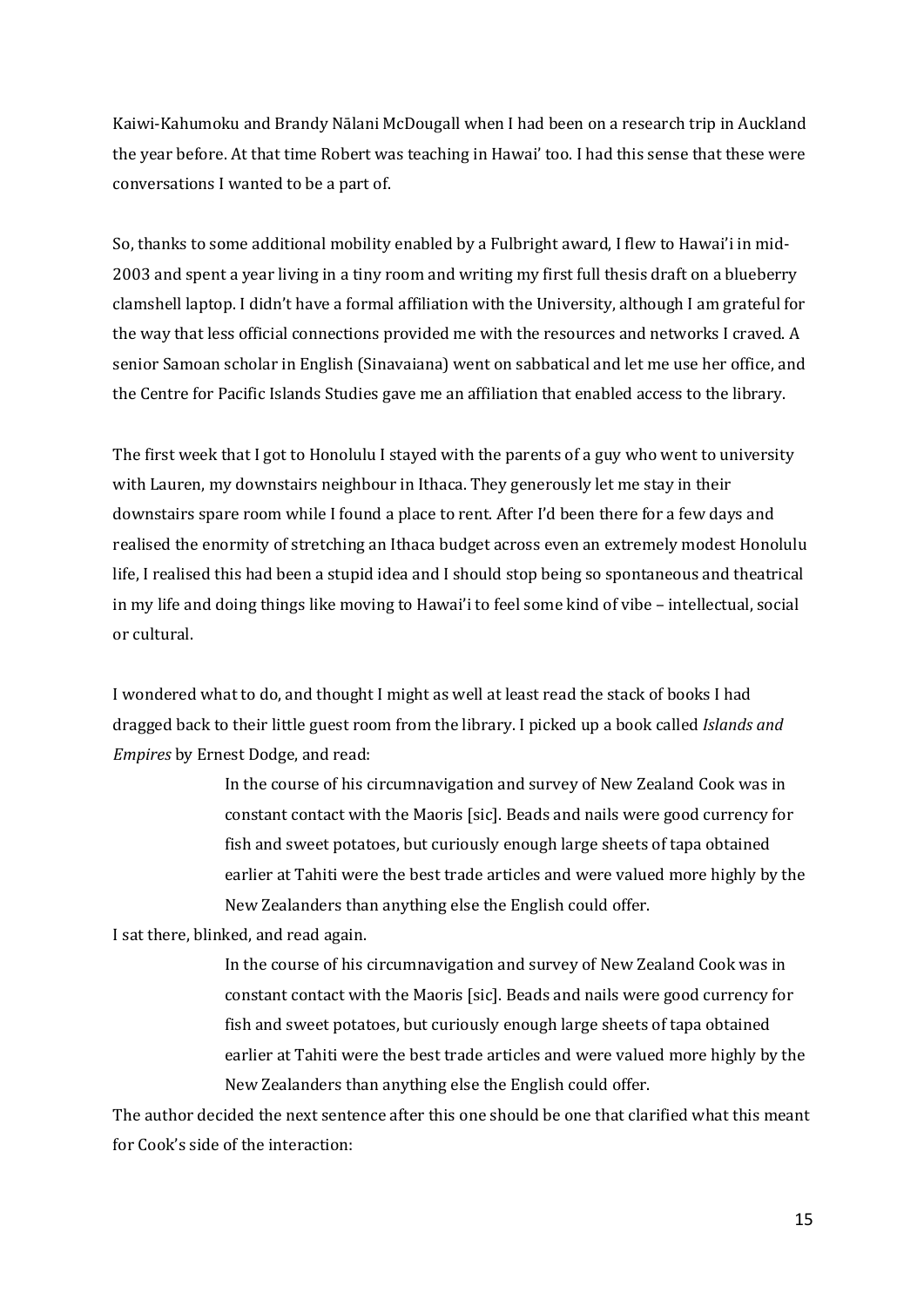Kaiwi-Kahumoku and Brandy Nālani McDougall when I had been on a research trip in Auckland the year before. At that time Robert was teaching in Hawai' too. I had this sense that these were conversations I wanted to be a part of.

So, thanks to some additional mobility enabled by a Fulbright award, I flew to Hawai'i in mid-2003 and spent a year living in a tiny room and writing my first full thesis draft on a blueberry clamshell laptop. I didn't have a formal affiliation with the University, although I am grateful for the way that less official connections provided me with the resources and networks I craved. A senior Samoan scholar in English (Sinavaiana) went on sabbatical and let me use her office, and the Centre for Pacific Islands Studies gave me an affiliation that enabled access to the library.

The first week that I got to Honolulu I stayed with the parents of a guy who went to university with Lauren, my downstairs neighbour in Ithaca. They generously let me stay in their downstairs spare room while I found a place to rent. After I'd been there for a few days and realised the enormity of stretching an Ithaca budget across even an extremely modest Honolulu life, I realised this had been a stupid idea and I should stop being so spontaneous and theatrical in my life and doing things like moving to Hawai'i to feel some kind of vibe – intellectual, social or cultural.

I wondered what to do, and thought I might as well at least read the stack of books I had dragged back to their little guest room from the library. I picked up a book called *Islands and Empires* by Ernest Dodge, and read:

> In the course of his circumnavigation and survey of New Zealand Cook was in constant contact with the Maoris [sic]. Beads and nails were good currency for fish and sweet potatoes, but curiously enough large sheets of tapa obtained earlier at Tahiti were the best trade articles and were valued more highly by the New Zealanders than anything else the English could offer.

I sat there, blinked, and read again.

> In the course of his circumnavigation and survey of New Zealand Cook was in constant contact with the Maoris [sic]. Beads and nails were good currency for fish and sweet potatoes, but curiously enough large sheets of tapa obtained earlier at Tahiti were the best trade articles and were valued more highly by the New Zealanders than anything else the English could offer.

The author decided the next sentence after this one should be one that clarified what this meant for Cook's side of the interaction: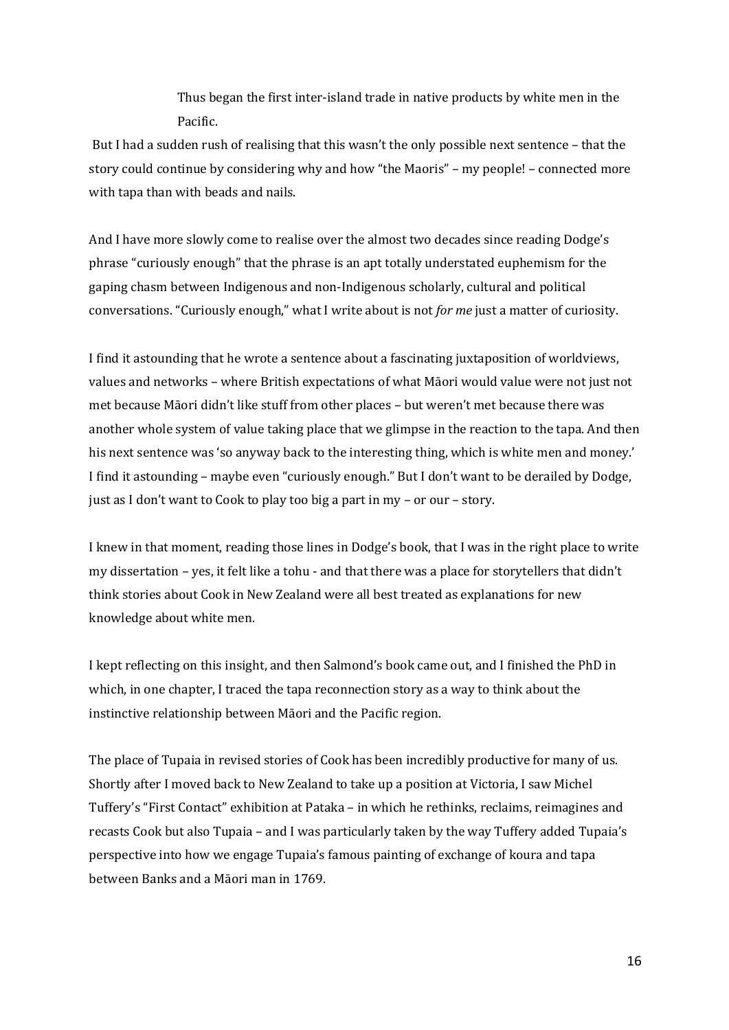> Thus began the first inter-island trade in native products by white men in the Pacific.

But I had a sudden rush of realising that this wasn't the only possible next sentence – that the story could continue by considering why and how "the Maoris" – my people! – connected more with tapa than with beads and nails.

And I have more slowly come to realise over the almost two decades since reading Dodge's phrase "curiously enough" that the phrase is an apt totally understated euphemism for the gaping chasm between Indigenous and non-Indigenous scholarly, cultural and political conversations. "Curiously enough," what I write about is not *for me* just a matter of curiosity.

I find it astounding that he wrote a sentence about a fascinating juxtaposition of worldviews, values and networks – where British expectations of what Māori would value were not just not met because Māori didn't like stuff from other places – but weren't met because there was another whole system of value taking place that we glimpse in the reaction to the tapa. And then his next sentence was 'so anyway back to the interesting thing, which is white men and money.' I find it astounding – maybe even "curiously enough." But I don't want to be derailed by Dodge, just as I don't want to Cook to play too big a part in my – or our – story.

I knew in that moment, reading those lines in Dodge's book, that I was in the right place to write my dissertation – yes, it felt like a tohu - and that there was a place for storytellers that didn't think stories about Cook in New Zealand were all best treated as explanations for new knowledge about white men.

I kept reflecting on this insight, and then Salmond's book came out, and I finished the PhD in which, in one chapter, I traced the tapa reconnection story as a way to think about the instinctive relationship between Māori and the Pacific region.

The place of Tupaia in revised stories of Cook has been incredibly productive for many of us. Shortly after I moved back to New Zealand to take up a position at Victoria, I saw Michel Tuffery's "First Contact" exhibition at Pataka – in which he rethinks, reclaims, reimagines and recasts Cook but also Tupaia – and I was particularly taken by the way Tuffery added Tupaia's perspective into how we engage Tupaia's famous painting of exchange of koura and tapa between Banks and a Māori man in 1769.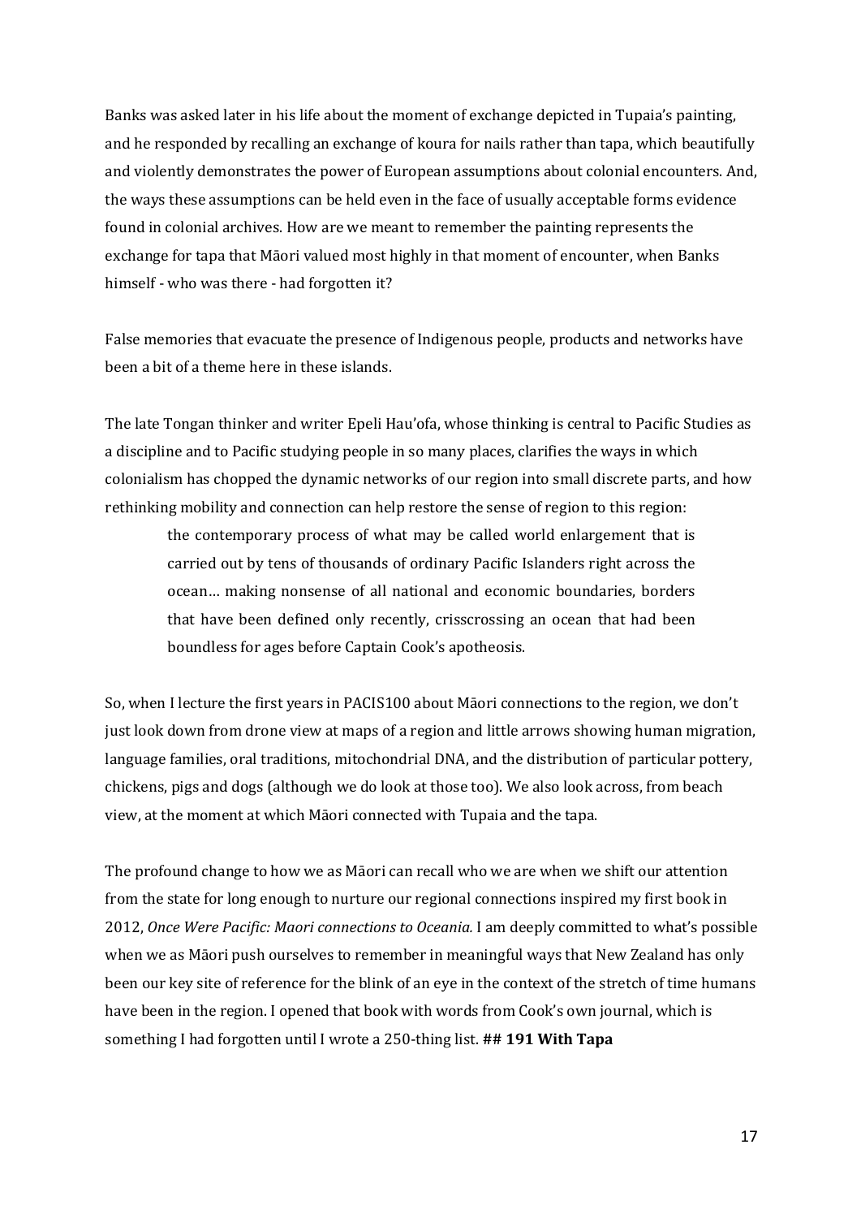Banks was asked later in his life about the moment of exchange depicted in Tupaia's painting, and he responded by recalling an exchange of koura for nails rather than tapa, which beautifully and violently demonstrates the power of European assumptions about colonial encounters. And, the ways these assumptions can be held even in the face of usually acceptable forms evidence found in colonial archives. How are we meant to remember the painting represents the exchange for tapa that Māori valued most highly in that moment of encounter, when Banks himself - who was there - had forgotten it?

False memories that evacuate the presence of Indigenous people, products and networks have been a bit of a theme here in these islands.

The late Tongan thinker and writer Epeli Hau'ofa, whose thinking is central to Pacific Studies as a discipline and to Pacific studying people in so many places, clarifies the ways in which colonialism has chopped the dynamic networks of our region into small discrete parts, and how rethinking mobility and connection can help restore the sense of region to this region:

> the contemporary process of what may be called world enlargement that is carried out by tens of thousands of ordinary Pacific Islanders right across the ocean… making nonsense of all national and economic boundaries, borders that have been defined only recently, crisscrossing an ocean that had been boundless for ages before Captain Cook's apotheosis.

So, when I lecture the first years in PACIS100 about Māori connections to the region, we don't just look down from drone view at maps of a region and little arrows showing human migration, language families, oral traditions, mitochondrial DNA, and the distribution of particular pottery, chickens, pigs and dogs (although we do look at those too). We also look across, from beach view, at the moment at which Māori connected with Tupaia and the tapa.

The profound change to how we as Māori can recall who we are when we shift our attention from the state for long enough to nurture our regional connections inspired my first book in 2012, *Once Were Pacific: Maori connections to Oceania.* I am deeply committed to what's possible when we as Māori push ourselves to remember in meaningful ways that New Zealand has only been our key site of reference for the blink of an eye in the context of the stretch of time humans have been in the region. I opened that book with words from Cook's own journal, which is something I had forgotten until I wrote a 250-thing list. **## 191 With Tapa**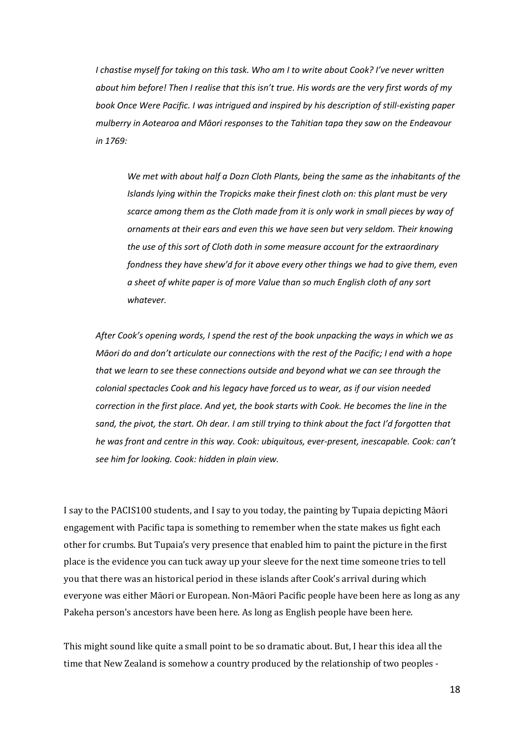> *I chastise myself for taking on this task. Who am I to write about Cook? I've never written about him before! Then I realise that this isn't true. His words are the very first words of my book Once Were Pacific. I was intrigued and inspired by his description of still-existing paper mulberry in Aotearoa and Māori responses to the Tahitian tapa they saw on the Endeavour in 1769:*
>
> > *We met with about half a Dozn Cloth Plants, being the same as the inhabitants of the Islands lying within the Tropicks make their finest cloth on: this plant must be very scarce among them as the Cloth made from it is only work in small pieces by way of ornaments at their ears and even this we have seen but very seldom. Their knowing the use of this sort of Cloth doth in some measure account for the extraordinary fondness they have shew'd for it above every other things we had to give them, even a sheet of white paper is of more Value than so much English cloth of any sort whatever.*
>
> *After Cook's opening words, I spend the rest of the book unpacking the ways in which we as Māori do and don't articulate our connections with the rest of the Pacific; I end with a hope that we learn to see these connections outside and beyond what we can see through the colonial spectacles Cook and his legacy have forced us to wear, as if our vision needed correction in the first place. And yet, the book starts with Cook. He becomes the line in the sand, the pivot, the start. Oh dear. I am still trying to think about the fact I'd forgotten that he was front and centre in this way. Cook: ubiquitous, ever-present, inescapable. Cook: can't see him for looking. Cook: hidden in plain view.*

I say to the PACIS100 students, and I say to you today, the painting by Tupaia depicting Māori engagement with Pacific tapa is something to remember when the state makes us fight each other for crumbs. But Tupaia's very presence that enabled him to paint the picture in the first place is the evidence you can tuck away up your sleeve for the next time someone tries to tell you that there was an historical period in these islands after Cook's arrival during which everyone was either Māori or European. Non-Māori Pacific people have been here as long as any Pakeha person's ancestors have been here. As long as English people have been here.

This might sound like quite a small point to be so dramatic about. But, I hear this idea all the time that New Zealand is somehow a country produced by the relationship of two peoples -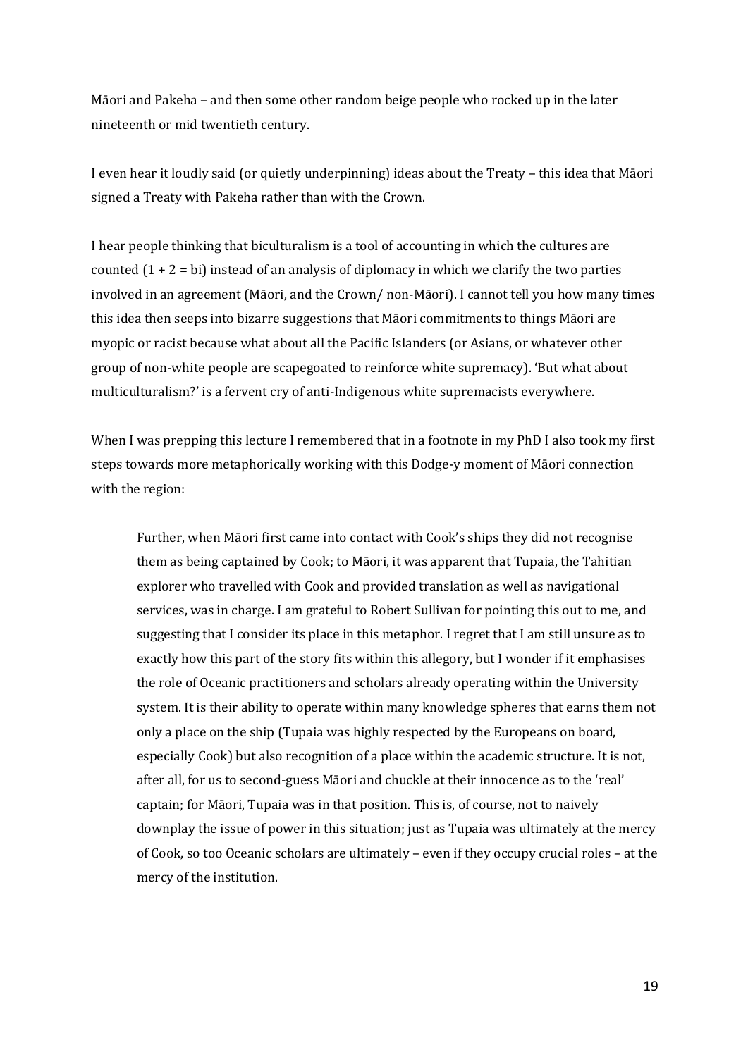Māori and Pakeha – and then some other random beige people who rocked up in the later nineteenth or mid twentieth century.

I even hear it loudly said (or quietly underpinning) ideas about the Treaty – this idea that Māori signed a Treaty with Pakeha rather than with the Crown.

I hear people thinking that biculturalism is a tool of accounting in which the cultures are counted (1 + 2 = bi) instead of an analysis of diplomacy in which we clarify the two parties involved in an agreement (Māori, and the Crown/ non-Māori). I cannot tell you how many times this idea then seeps into bizarre suggestions that Māori commitments to things Māori are myopic or racist because what about all the Pacific Islanders (or Asians, or whatever other group of non-white people are scapegoated to reinforce white supremacy). 'But what about multiculturalism?' is a fervent cry of anti-Indigenous white supremacists everywhere.

When I was prepping this lecture I remembered that in a footnote in my PhD I also took my first steps towards more metaphorically working with this Dodge-y moment of Māori connection with the region:

> Further, when Māori first came into contact with Cook's ships they did not recognise them as being captained by Cook; to Māori, it was apparent that Tupaia, the Tahitian explorer who travelled with Cook and provided translation as well as navigational services, was in charge. I am grateful to Robert Sullivan for pointing this out to me, and suggesting that I consider its place in this metaphor. I regret that I am still unsure as to exactly how this part of the story fits within this allegory, but I wonder if it emphasises the role of Oceanic practitioners and scholars already operating within the University system. It is their ability to operate within many knowledge spheres that earns them not only a place on the ship (Tupaia was highly respected by the Europeans on board, especially Cook) but also recognition of a place within the academic structure. It is not, after all, for us to second-guess Māori and chuckle at their innocence as to the 'real' captain; for Māori, Tupaia was in that position. This is, of course, not to naively downplay the issue of power in this situation; just as Tupaia was ultimately at the mercy of Cook, so too Oceanic scholars are ultimately – even if they occupy crucial roles – at the mercy of the institution.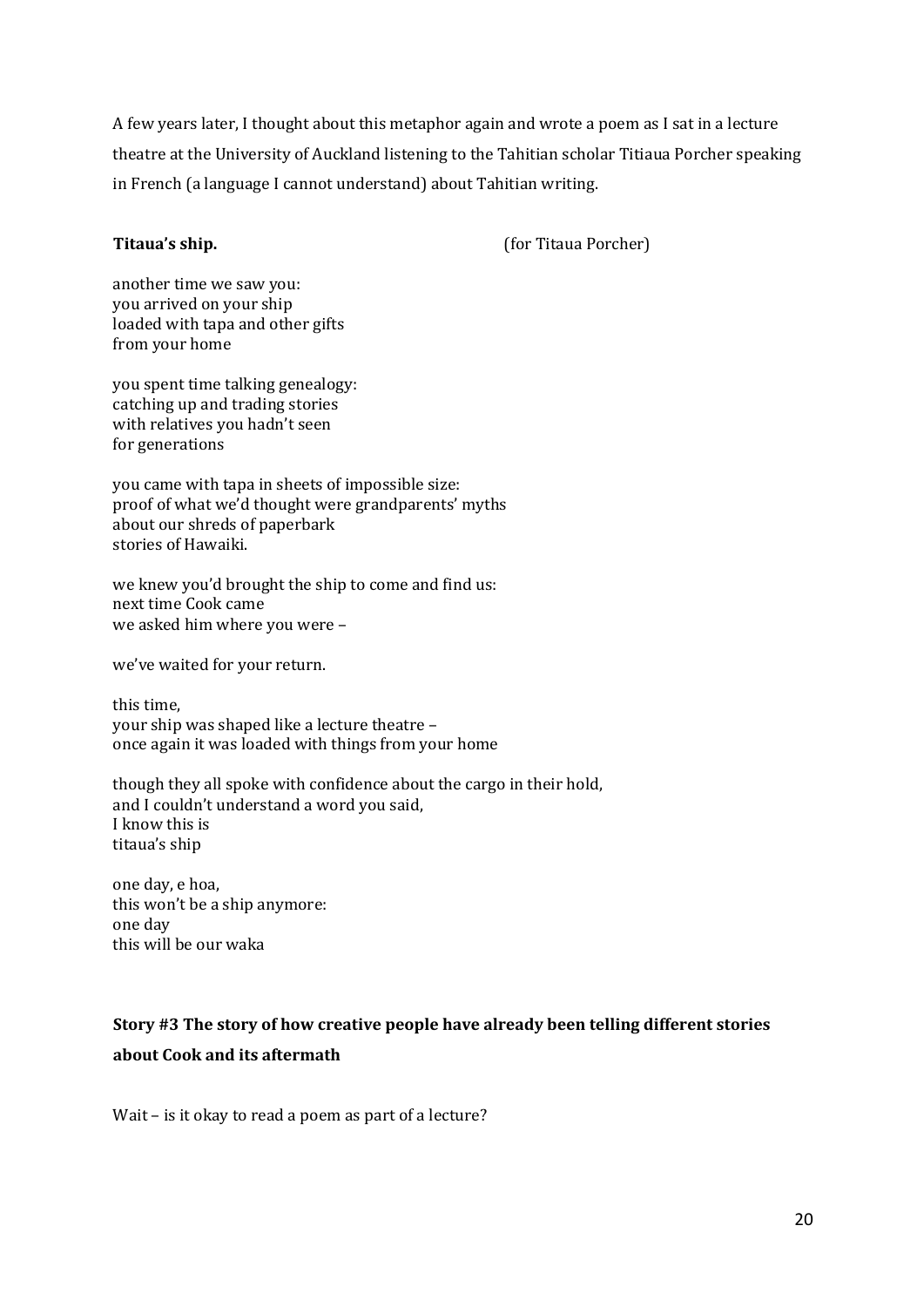A few years later, I thought about this metaphor again and wrote a poem as I sat in a lecture theatre at the University of Auckland listening to the Tahitian scholar Titiaua Porcher speaking in French (a language I cannot understand) about Tahitian writing.

**Titaua's ship.** (for Titaua Porcher)

another time we saw you:  
you arrived on your ship  
loaded with tapa and other gifts  
from your home

you spent time talking genealogy:  
catching up and trading stories  
with relatives you hadn't seen  
for generations

you came with tapa in sheets of impossible size:  
proof of what we'd thought were grandparents' myths  
about our shreds of paperbark  
stories of Hawaiki.

we knew you'd brought the ship to come and find us:  
next time Cook came  
we asked him where you were –

we've waited for your return.

this time,  
your ship was shaped like a lecture theatre –  
once again it was loaded with things from your home

though they all spoke with confidence about the cargo in their hold,  
and I couldn't understand a word you said,  
I know this is  
titaua's ship

one day, e hoa,  
this won't be a ship anymore:  
one day  
this will be our waka

**Story #3 The story of how creative people have already been telling different stories about Cook and its aftermath**

Wait – is it okay to read a poem as part of a lecture?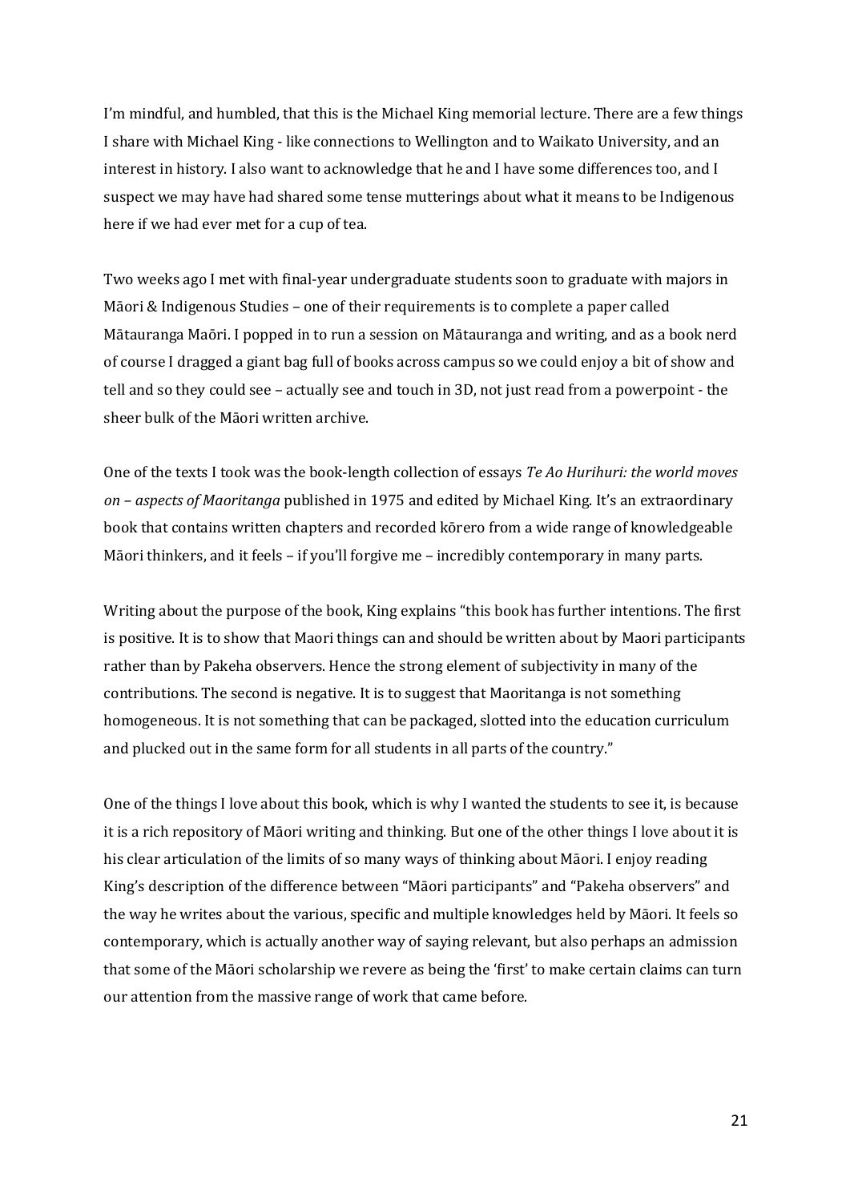I'm mindful, and humbled, that this is the Michael King memorial lecture. There are a few things I share with Michael King - like connections to Wellington and to Waikato University, and an interest in history. I also want to acknowledge that he and I have some differences too, and I suspect we may have had shared some tense mutterings about what it means to be Indigenous here if we had ever met for a cup of tea.

Two weeks ago I met with final-year undergraduate students soon to graduate with majors in Māori & Indigenous Studies – one of their requirements is to complete a paper called Mātauranga Maōri. I popped in to run a session on Mātauranga and writing, and as a book nerd of course I dragged a giant bag full of books across campus so we could enjoy a bit of show and tell and so they could see – actually see and touch in 3D, not just read from a powerpoint - the sheer bulk of the Māori written archive.

One of the texts I took was the book-length collection of essays *Te Ao Hurihuri: the world moves on – aspects of Maoritanga* published in 1975 and edited by Michael King. It's an extraordinary book that contains written chapters and recorded kōrero from a wide range of knowledgeable Māori thinkers, and it feels – if you'll forgive me – incredibly contemporary in many parts.

Writing about the purpose of the book, King explains "this book has further intentions. The first is positive. It is to show that Maori things can and should be written about by Maori participants rather than by Pakeha observers. Hence the strong element of subjectivity in many of the contributions. The second is negative. It is to suggest that Maoritanga is not something homogeneous. It is not something that can be packaged, slotted into the education curriculum and plucked out in the same form for all students in all parts of the country."

One of the things I love about this book, which is why I wanted the students to see it, is because it is a rich repository of Māori writing and thinking. But one of the other things I love about it is his clear articulation of the limits of so many ways of thinking about Māori. I enjoy reading King's description of the difference between "Māori participants" and "Pakeha observers" and the way he writes about the various, specific and multiple knowledges held by Māori. It feels so contemporary, which is actually another way of saying relevant, but also perhaps an admission that some of the Māori scholarship we revere as being the 'first' to make certain claims can turn our attention from the massive range of work that came before.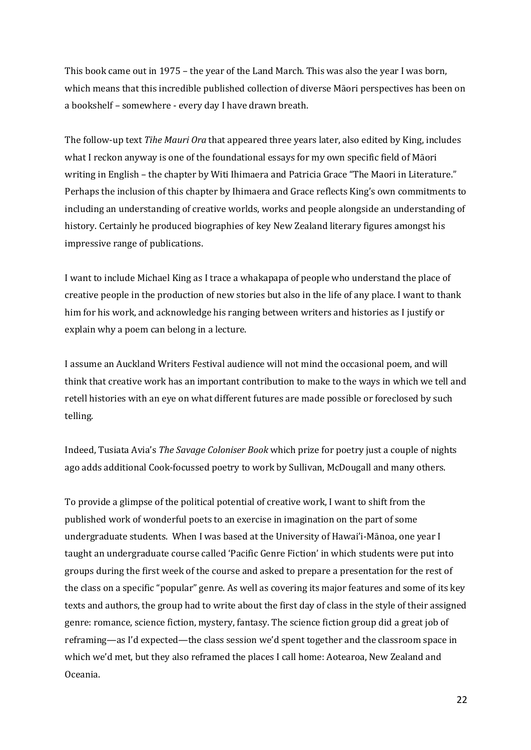This book came out in 1975 – the year of the Land March. This was also the year I was born, which means that this incredible published collection of diverse Māori perspectives has been on a bookshelf – somewhere - every day I have drawn breath.

The follow-up text *Tihe Mauri Ora* that appeared three years later, also edited by King, includes what I reckon anyway is one of the foundational essays for my own specific field of Māori writing in English – the chapter by Witi Ihimaera and Patricia Grace "The Maori in Literature." Perhaps the inclusion of this chapter by Ihimaera and Grace reflects King's own commitments to including an understanding of creative worlds, works and people alongside an understanding of history. Certainly he produced biographies of key New Zealand literary figures amongst his impressive range of publications.

I want to include Michael King as I trace a whakapapa of people who understand the place of creative people in the production of new stories but also in the life of any place. I want to thank him for his work, and acknowledge his ranging between writers and histories as I justify or explain why a poem can belong in a lecture.

I assume an Auckland Writers Festival audience will not mind the occasional poem, and will think that creative work has an important contribution to make to the ways in which we tell and retell histories with an eye on what different futures are made possible or foreclosed by such telling.

Indeed, Tusiata Avia's *The Savage Coloniser Book* which prize for poetry just a couple of nights ago adds additional Cook-focussed poetry to work by Sullivan, McDougall and many others.

To provide a glimpse of the political potential of creative work, I want to shift from the published work of wonderful poets to an exercise in imagination on the part of some undergraduate students. When I was based at the University of Hawai'i-Mānoa, one year I taught an undergraduate course called 'Pacific Genre Fiction' in which students were put into groups during the first week of the course and asked to prepare a presentation for the rest of the class on a specific "popular" genre. As well as covering its major features and some of its key texts and authors, the group had to write about the first day of class in the style of their assigned genre: romance, science fiction, mystery, fantasy. The science fiction group did a great job of reframing—as I'd expected—the class session we'd spent together and the classroom space in which we'd met, but they also reframed the places I call home: Aotearoa, New Zealand and Oceania.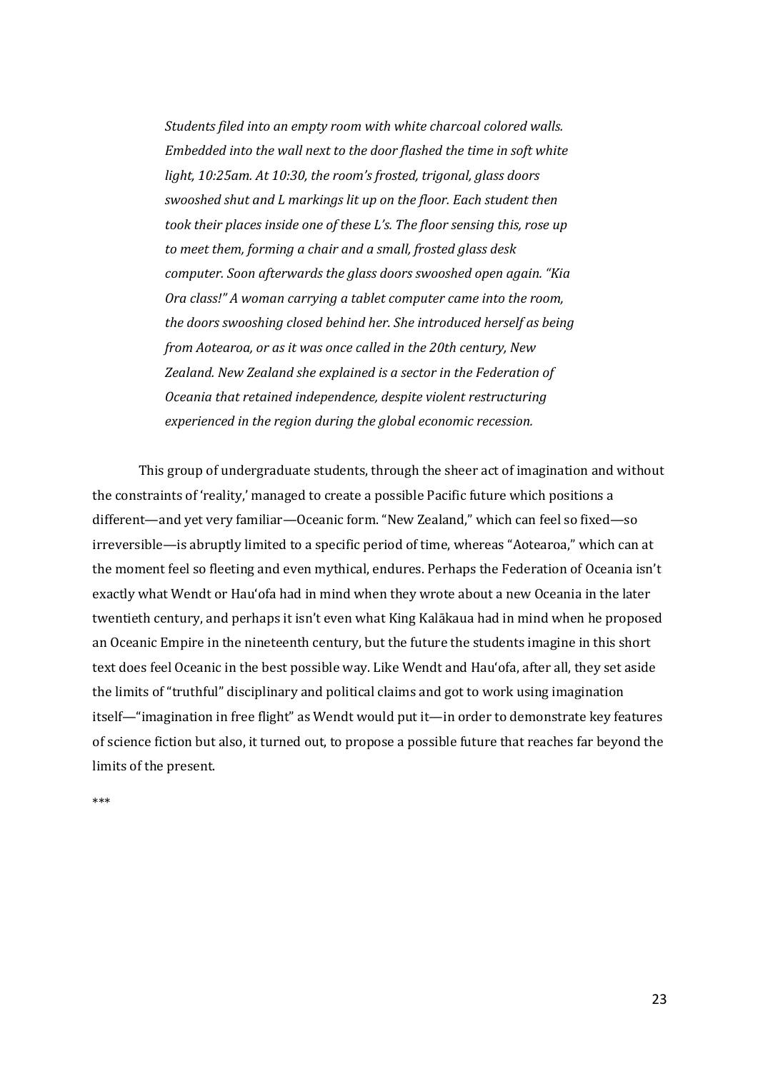> *Students filed into an empty room with white charcoal colored walls. Embedded into the wall next to the door flashed the time in soft white light, 10:25am. At 10:30, the room's frosted, trigonal, glass doors swooshed shut and L markings lit up on the floor. Each student then took their places inside one of these L's. The floor sensing this, rose up to meet them, forming a chair and a small, frosted glass desk computer. Soon afterwards the glass doors swooshed open again. "Kia Ora class!" A woman carrying a tablet computer came into the room, the doors swooshing closed behind her. She introduced herself as being from Aotearoa, or as it was once called in the 20th century, New Zealand. New Zealand she explained is a sector in the Federation of Oceania that retained independence, despite violent restructuring experienced in the region during the global economic recession.*

This group of undergraduate students, through the sheer act of imagination and without the constraints of 'reality,' managed to create a possible Pacific future which positions a different—and yet very familiar—Oceanic form. "New Zealand," which can feel so fixed—so irreversible—is abruptly limited to a specific period of time, whereas "Aotearoa," which can at the moment feel so fleeting and even mythical, endures. Perhaps the Federation of Oceania isn't exactly what Wendt or Hauʻofa had in mind when they wrote about a new Oceania in the later twentieth century, and perhaps it isn't even what King Kalākaua had in mind when he proposed an Oceanic Empire in the nineteenth century, but the future the students imagine in this short text does feel Oceanic in the best possible way. Like Wendt and Hauʻofa, after all, they set aside the limits of "truthful" disciplinary and political claims and got to work using imagination itself—"imagination in free flight" as Wendt would put it—in order to demonstrate key features of science fiction but also, it turned out, to propose a possible future that reaches far beyond the limits of the present.

***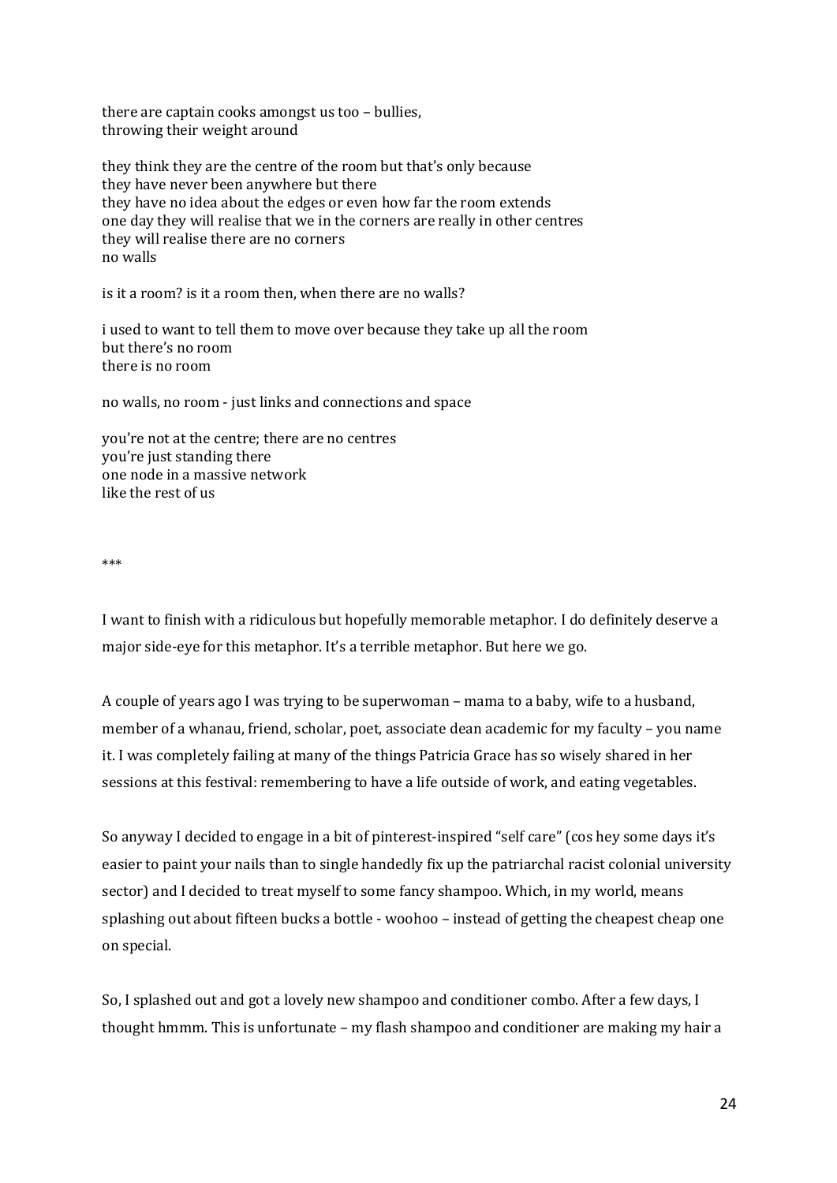there are captain cooks amongst us too – bullies,
throwing their weight around

they think they are the centre of the room but that's only because
they have never been anywhere but there
they have no idea about the edges or even how far the room extends
one day they will realise that we in the corners are really in other centres
they will realise there are no corners
no walls

is it a room? is it a room then, when there are no walls?

i used to want to tell them to move over because they take up all the room
but there's no room
there is no room

no walls, no room - just links and connections and space

you're not at the centre; there are no centres
you're just standing there
one node in a massive network
like the rest of us

***

I want to finish with a ridiculous but hopefully memorable metaphor. I do definitely deserve a major side-eye for this metaphor. It's a terrible metaphor. But here we go.

A couple of years ago I was trying to be superwoman – mama to a baby, wife to a husband, member of a whanau, friend, scholar, poet, associate dean academic for my faculty – you name it. I was completely failing at many of the things Patricia Grace has so wisely shared in her sessions at this festival: remembering to have a life outside of work, and eating vegetables.

So anyway I decided to engage in a bit of pinterest-inspired "self care" (cos hey some days it's easier to paint your nails than to single handedly fix up the patriarchal racist colonial university sector) and I decided to treat myself to some fancy shampoo. Which, in my world, means splashing out about fifteen bucks a bottle - woohoo – instead of getting the cheapest cheap one on special.

So, I splashed out and got a lovely new shampoo and conditioner combo. After a few days, I thought hmmm. This is unfortunate – my flash shampoo and conditioner are making my hair a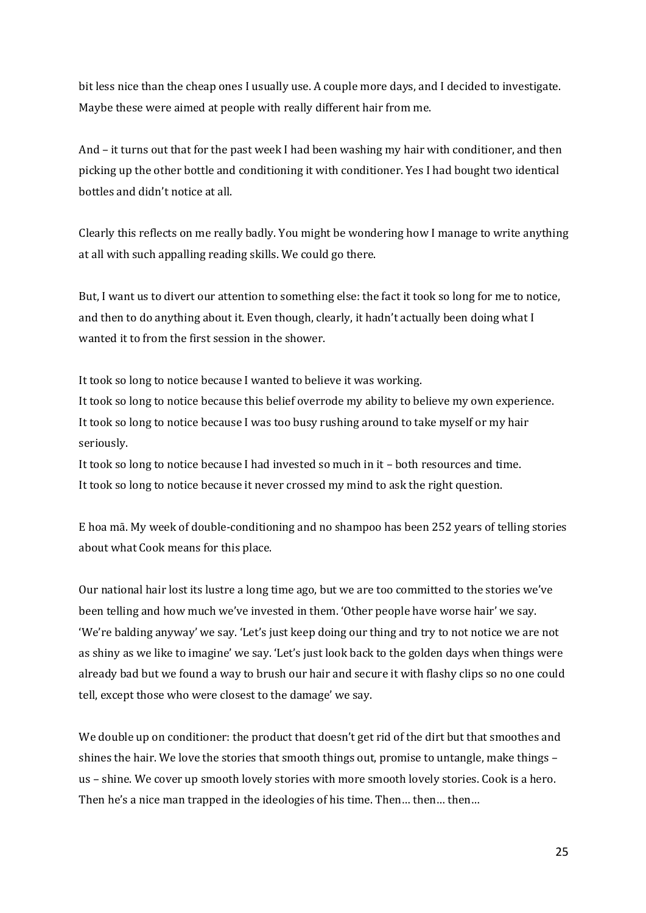bit less nice than the cheap ones I usually use. A couple more days, and I decided to investigate. Maybe these were aimed at people with really different hair from me.

And – it turns out that for the past week I had been washing my hair with conditioner, and then picking up the other bottle and conditioning it with conditioner. Yes I had bought two identical bottles and didn't notice at all.

Clearly this reflects on me really badly. You might be wondering how I manage to write anything at all with such appalling reading skills. We could go there.

But, I want us to divert our attention to something else: the fact it took so long for me to notice, and then to do anything about it. Even though, clearly, it hadn't actually been doing what I wanted it to from the first session in the shower.

It took so long to notice because I wanted to believe it was working.
It took so long to notice because this belief overrode my ability to believe my own experience.
It took so long to notice because I was too busy rushing around to take myself or my hair seriously.
It took so long to notice because I had invested so much in it – both resources and time.
It took so long to notice because it never crossed my mind to ask the right question.

E hoa mā. My week of double-conditioning and no shampoo has been 252 years of telling stories about what Cook means for this place.

Our national hair lost its lustre a long time ago, but we are too committed to the stories we've been telling and how much we've invested in them. 'Other people have worse hair' we say. 'We're balding anyway' we say. 'Let's just keep doing our thing and try to not notice we are not as shiny as we like to imagine' we say. 'Let's just look back to the golden days when things were already bad but we found a way to brush our hair and secure it with flashy clips so no one could tell, except those who were closest to the damage' we say.

We double up on conditioner: the product that doesn't get rid of the dirt but that smoothes and shines the hair. We love the stories that smooth things out, promise to untangle, make things – us – shine. We cover up smooth lovely stories with more smooth lovely stories. Cook is a hero. Then he's a nice man trapped in the ideologies of his time. Then… then… then…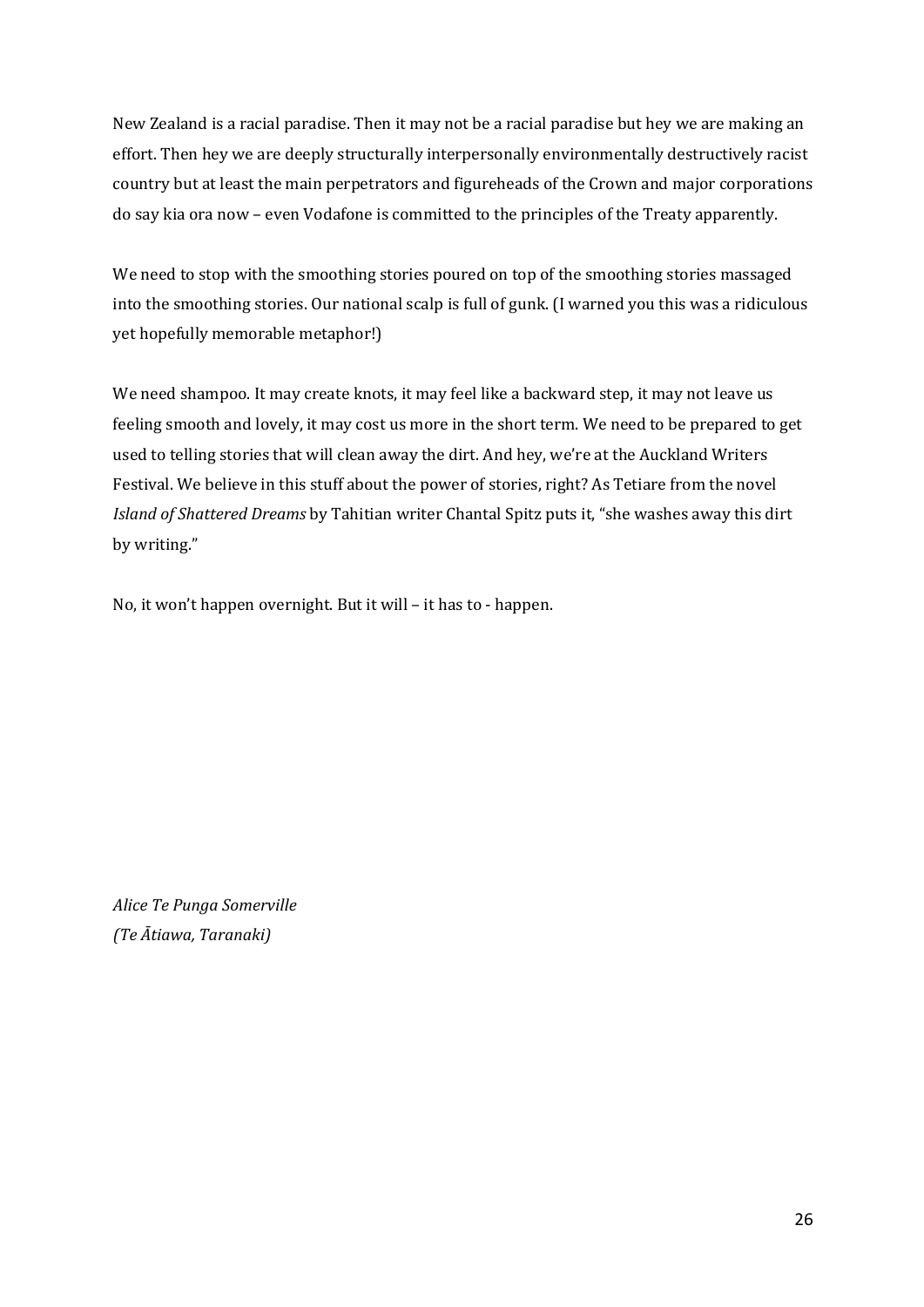New Zealand is a racial paradise. Then it may not be a racial paradise but hey we are making an effort. Then hey we are deeply structurally interpersonally environmentally destructively racist country but at least the main perpetrators and figureheads of the Crown and major corporations do say kia ora now – even Vodafone is committed to the principles of the Treaty apparently.

We need to stop with the smoothing stories poured on top of the smoothing stories massaged into the smoothing stories. Our national scalp is full of gunk. (I warned you this was a ridiculous yet hopefully memorable metaphor!)

We need shampoo. It may create knots, it may feel like a backward step, it may not leave us feeling smooth and lovely, it may cost us more in the short term. We need to be prepared to get used to telling stories that will clean away the dirt. And hey, we're at the Auckland Writers Festival. We believe in this stuff about the power of stories, right? As Tetiare from the novel *Island of Shattered Dreams* by Tahitian writer Chantal Spitz puts it, "she washes away this dirt by writing."

No, it won't happen overnight. But it will – it has to - happen.

*Alice Te Punga Somerville*
*(Te Ātiawa, Taranaki)*